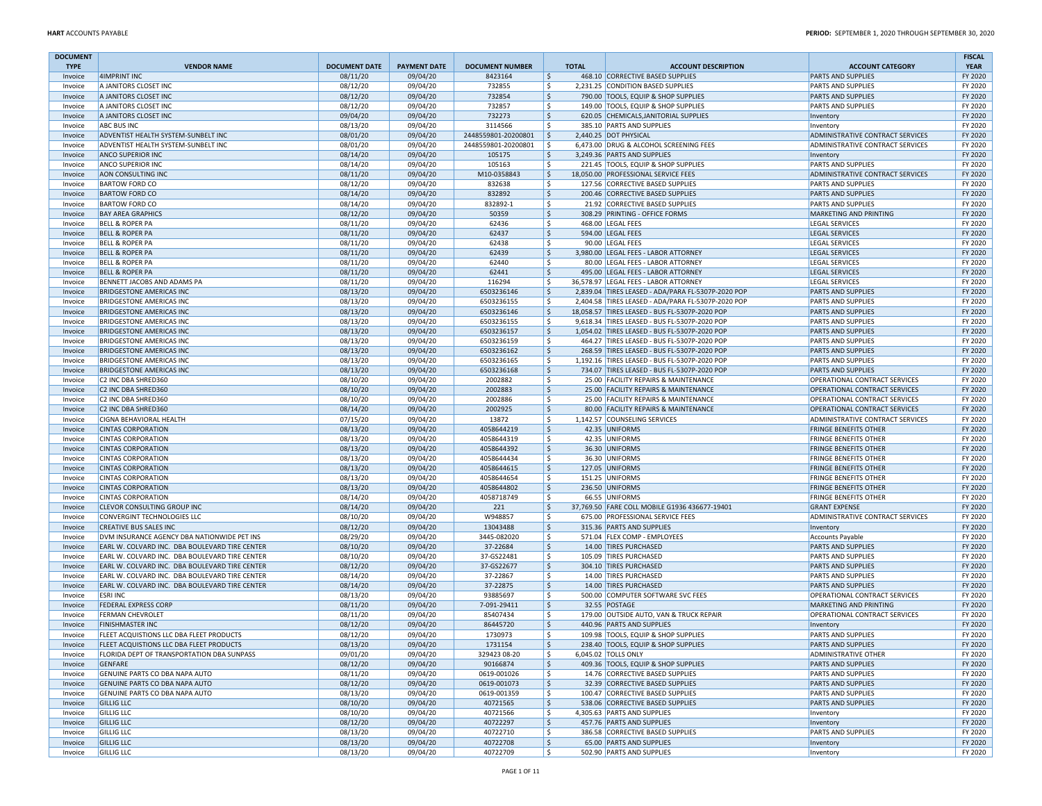**HART** ACCOUNTS PAYABLE

**PERIOD:** SEPTEMBER 1, 2020 THROUGH SEPTEMBER 30, 2020

| DOCUMENT TYPE | VENDOR NAME | DOCUMENT DATE | PAYMENT DATE | DOCUMENT NUMBER | TOTAL | ACCOUNT DESCRIPTION | ACCOUNT CATEGORY | FISCAL YEAR |
|---|---|---|---|---|---|---|---|---|
| Invoice | 4IMPRINT INC | 08/11/20 | 09/04/20 | 8423164 | $ 468.10 | CORRECTIVE BASED SUPPLIES | PARTS AND SUPPLIES | FY 2020 |
| Invoice | A JANITORS CLOSET INC | 08/12/20 | 09/04/20 | 732855 | $ 2,231.25 | CONDITION BASED SUPPLIES | PARTS AND SUPPLIES | FY 2020 |
| Invoice | A JANITORS CLOSET INC | 08/12/20 | 09/04/20 | 732854 | $ 790.00 | TOOLS, EQUIP & SHOP SUPPLIES | PARTS AND SUPPLIES | FY 2020 |
| Invoice | A JANITORS CLOSET INC | 08/12/20 | 09/04/20 | 732857 | $ 149.00 | TOOLS, EQUIP & SHOP SUPPLIES | PARTS AND SUPPLIES | FY 2020 |
| Invoice | A JANITORS CLOSET INC | 09/04/20 | 09/04/20 | 732273 | $ 620.05 | CHEMICALS,JANITORIAL SUPPLIES | Inventory | FY 2020 |
| Invoice | ABC BUS INC | 08/13/20 | 09/04/20 | 3114566 | $ 385.10 | PARTS AND SUPPLIES | Inventory | FY 2020 |
| Invoice | ADVENTIST HEALTH SYSTEM-SUNBELT INC | 08/01/20 | 09/04/20 | 2448559801-20200801 | $ 2,440.25 | DOT PHYSICAL | ADMINISTRATIVE CONTRACT SERVICES | FY 2020 |
| Invoice | ADVENTIST HEALTH SYSTEM-SUNBELT INC | 08/01/20 | 09/04/20 | 2448559801-20200801 | $ 6,473.00 | DRUG & ALCOHOL SCREENING FEES | ADMINISTRATIVE CONTRACT SERVICES | FY 2020 |
| Invoice | ANCO SUPERIOR INC | 08/14/20 | 09/04/20 | 105175 | $ 3,249.36 | PARTS AND SUPPLIES | Inventory | FY 2020 |
| Invoice | ANCO SUPERIOR INC | 08/14/20 | 09/04/20 | 105163 | $ 221.45 | TOOLS, EQUIP & SHOP SUPPLIES | PARTS AND SUPPLIES | FY 2020 |
| Invoice | AON CONSULTING INC | 08/11/20 | 09/04/20 | M10-0358843 | $ 18,050.00 | PROFESSIONAL SERVICE FEES | ADMINISTRATIVE CONTRACT SERVICES | FY 2020 |
| Invoice | BARTOW FORD CO | 08/12/20 | 09/04/20 | 832638 | $ 127.56 | CORRECTIVE BASED SUPPLIES | PARTS AND SUPPLIES | FY 2020 |
| Invoice | BARTOW FORD CO | 08/14/20 | 09/04/20 | 832892 | $ 200.46 | CORRECTIVE BASED SUPPLIES | PARTS AND SUPPLIES | FY 2020 |
| Invoice | BARTOW FORD CO | 08/14/20 | 09/04/20 | 832892-1 | $ 21.92 | CORRECTIVE BASED SUPPLIES | PARTS AND SUPPLIES | FY 2020 |
| Invoice | BAY AREA GRAPHICS | 08/12/20 | 09/04/20 | 50359 | $ 308.29 | PRINTING - OFFICE FORMS | MARKETING AND PRINTING | FY 2020 |
| Invoice | BELL & ROPER PA | 08/11/20 | 09/04/20 | 62436 | $ 468.00 | LEGAL FEES | LEGAL SERVICES | FY 2020 |
| Invoice | BELL & ROPER PA | 08/11/20 | 09/04/20 | 62437 | $ 594.00 | LEGAL FEES | LEGAL SERVICES | FY 2020 |
| Invoice | BELL & ROPER PA | 08/11/20 | 09/04/20 | 62438 | $ 90.00 | LEGAL FEES | LEGAL SERVICES | FY 2020 |
| Invoice | BELL & ROPER PA | 08/11/20 | 09/04/20 | 62439 | $ 3,980.00 | LEGAL FEES - LABOR ATTORNEY | LEGAL SERVICES | FY 2020 |
| Invoice | BELL & ROPER PA | 08/11/20 | 09/04/20 | 62440 | $ 80.00 | LEGAL FEES - LABOR ATTORNEY | LEGAL SERVICES | FY 2020 |
| Invoice | BELL & ROPER PA | 08/11/20 | 09/04/20 | 62441 | $ 495.00 | LEGAL FEES - LABOR ATTORNEY | LEGAL SERVICES | FY 2020 |
| Invoice | BENNETT JACOBS AND ADAMS PA | 08/11/20 | 09/04/20 | 116294 | $ 36,578.97 | LEGAL FEES - LABOR ATTORNEY | LEGAL SERVICES | FY 2020 |
| Invoice | BRIDGESTONE AMERICAS INC | 08/13/20 | 09/04/20 | 6503236146 | $ 2,839.04 | TIRES LEASED - ADA/PARA FL-5307P-2020 POP | PARTS AND SUPPLIES | FY 2020 |
| Invoice | BRIDGESTONE AMERICAS INC | 08/13/20 | 09/04/20 | 6503236155 | $ 2,404.58 | TIRES LEASED - ADA/PARA FL-5307P-2020 POP | PARTS AND SUPPLIES | FY 2020 |
| Invoice | BRIDGESTONE AMERICAS INC | 08/13/20 | 09/04/20 | 6503236146 | $ 18,058.57 | TIRES LEASED - BUS FL-5307P-2020 POP | PARTS AND SUPPLIES | FY 2020 |
| Invoice | BRIDGESTONE AMERICAS INC | 08/13/20 | 09/04/20 | 6503236155 | $ 9,618.34 | TIRES LEASED - BUS FL-5307P-2020 POP | PARTS AND SUPPLIES | FY 2020 |
| Invoice | BRIDGESTONE AMERICAS INC | 08/13/20 | 09/04/20 | 6503236157 | $ 1,054.02 | TIRES LEASED - BUS FL-5307P-2020 POP | PARTS AND SUPPLIES | FY 2020 |
| Invoice | BRIDGESTONE AMERICAS INC | 08/13/20 | 09/04/20 | 6503236159 | $ 464.27 | TIRES LEASED - BUS FL-5307P-2020 POP | PARTS AND SUPPLIES | FY 2020 |
| Invoice | BRIDGESTONE AMERICAS INC | 08/13/20 | 09/04/20 | 6503236162 | $ 268.59 | TIRES LEASED - BUS FL-5307P-2020 POP | PARTS AND SUPPLIES | FY 2020 |
| Invoice | BRIDGESTONE AMERICAS INC | 08/13/20 | 09/04/20 | 6503236165 | $ 1,192.16 | TIRES LEASED - BUS FL-5307P-2020 POP | PARTS AND SUPPLIES | FY 2020 |
| Invoice | BRIDGESTONE AMERICAS INC | 08/13/20 | 09/04/20 | 6503236168 | $ 734.07 | TIRES LEASED - BUS FL-5307P-2020 POP | PARTS AND SUPPLIES | FY 2020 |
| Invoice | C2 INC DBA SHRED360 | 08/10/20 | 09/04/20 | 2002882 | $ 25.00 | FACILITY REPAIRS & MAINTENANCE | OPERATIONAL CONTRACT SERVICES | FY 2020 |
| Invoice | C2 INC DBA SHRED360 | 08/10/20 | 09/04/20 | 2002883 | $ 25.00 | FACILITY REPAIRS & MAINTENANCE | OPERATIONAL CONTRACT SERVICES | FY 2020 |
| Invoice | C2 INC DBA SHRED360 | 08/10/20 | 09/04/20 | 2002886 | $ 25.00 | FACILITY REPAIRS & MAINTENANCE | OPERATIONAL CONTRACT SERVICES | FY 2020 |
| Invoice | C2 INC DBA SHRED360 | 08/14/20 | 09/04/20 | 2002925 | $ 80.00 | FACILITY REPAIRS & MAINTENANCE | OPERATIONAL CONTRACT SERVICES | FY 2020 |
| Invoice | CIGNA BEHAVIORAL HEALTH | 07/15/20 | 09/04/20 | 13872 | $ 1,142.57 | COUNSELING SERVICES | ADMINISTRATIVE CONTRACT SERVICES | FY 2020 |
| Invoice | CINTAS CORPORATION | 08/13/20 | 09/04/20 | 4058644219 | $ 42.35 | UNIFORMS | FRINGE BENEFITS OTHER | FY 2020 |
| Invoice | CINTAS CORPORATION | 08/13/20 | 09/04/20 | 4058644319 | $ 42.35 | UNIFORMS | FRINGE BENEFITS OTHER | FY 2020 |
| Invoice | CINTAS CORPORATION | 08/13/20 | 09/04/20 | 4058644392 | $ 36.30 | UNIFORMS | FRINGE BENEFITS OTHER | FY 2020 |
| Invoice | CINTAS CORPORATION | 08/13/20 | 09/04/20 | 4058644434 | $ 36.30 | UNIFORMS | FRINGE BENEFITS OTHER | FY 2020 |
| Invoice | CINTAS CORPORATION | 08/13/20 | 09/04/20 | 4058644615 | $ 127.05 | UNIFORMS | FRINGE BENEFITS OTHER | FY 2020 |
| Invoice | CINTAS CORPORATION | 08/13/20 | 09/04/20 | 4058644654 | $ 151.25 | UNIFORMS | FRINGE BENEFITS OTHER | FY 2020 |
| Invoice | CINTAS CORPORATION | 08/13/20 | 09/04/20 | 4058644802 | $ 236.50 | UNIFORMS | FRINGE BENEFITS OTHER | FY 2020 |
| Invoice | CINTAS CORPORATION | 08/14/20 | 09/04/20 | 4058718749 | $ 66.55 | UNIFORMS | FRINGE BENEFITS OTHER | FY 2020 |
| Invoice | CLEVOR CONSULTING GROUP INC | 08/14/20 | 09/04/20 | 221 | $ 37,769.50 | FARE COLL MOBILE G1936 436677-19401 | GRANT EXPENSE | FY 2020 |
| Invoice | CONVERGINT TECHNOLOGIES LLC | 08/10/20 | 09/04/20 | W948857 | $ 675.00 | PROFESSIONAL SERVICE FEES | ADMINISTRATIVE CONTRACT SERVICES | FY 2020 |
| Invoice | CREATIVE BUS SALES INC | 08/12/20 | 09/04/20 | 13043488 | $ 315.36 | PARTS AND SUPPLIES | Inventory | FY 2020 |
| Invoice | DVM INSURANCE AGENCY DBA NATIONWIDE PET INS | 08/29/20 | 09/04/20 | 3445-082020 | $ 571.04 | FLEX COMP - EMPLOYEES | Accounts Payable | FY 2020 |
| Invoice | EARL W. COLVARD INC. DBA BOULEVARD TIRE CENTER | 08/10/20 | 09/04/20 | 37-22684 | $ 14.00 | TIRES PURCHASED | PARTS AND SUPPLIES | FY 2020 |
| Invoice | EARL W. COLVARD INC. DBA BOULEVARD TIRE CENTER | 08/10/20 | 09/04/20 | 37-GS22481 | $ 105.09 | TIRES PURCHASED | PARTS AND SUPPLIES | FY 2020 |
| Invoice | EARL W. COLVARD INC. DBA BOULEVARD TIRE CENTER | 08/12/20 | 09/04/20 | 37-GS22677 | $ 304.10 | TIRES PURCHASED | PARTS AND SUPPLIES | FY 2020 |
| Invoice | EARL W. COLVARD INC. DBA BOULEVARD TIRE CENTER | 08/14/20 | 09/04/20 | 37-22867 | $ 14.00 | TIRES PURCHASED | PARTS AND SUPPLIES | FY 2020 |
| Invoice | EARL W. COLVARD INC. DBA BOULEVARD TIRE CENTER | 08/14/20 | 09/04/20 | 37-22875 | $ 14.00 | TIRES PURCHASED | PARTS AND SUPPLIES | FY 2020 |
| Invoice | ESRI INC | 08/13/20 | 09/04/20 | 93885697 | $ 500.00 | COMPUTER SOFTWARE SVC FEES | OPERATIONAL CONTRACT SERVICES | FY 2020 |
| Invoice | FEDERAL EXPRESS CORP | 08/11/20 | 09/04/20 | 7-091-29411 | $ 32.55 | POSTAGE | MARKETING AND PRINTING | FY 2020 |
| Invoice | FERMAN CHEVROLET | 08/11/20 | 09/04/20 | 85407434 | $ 179.00 | OUTSIDE AUTO, VAN & TRUCK REPAIR | OPERATIONAL CONTRACT SERVICES | FY 2020 |
| Invoice | FINISHMASTER INC | 08/12/20 | 09/04/20 | 86445720 | $ 440.96 | PARTS AND SUPPLIES | Inventory | FY 2020 |
| Invoice | FLEET ACQUISTIONS LLC DBA FLEET PRODUCTS | 08/12/20 | 09/04/20 | 1730973 | $ 109.98 | TOOLS, EQUIP & SHOP SUPPLIES | PARTS AND SUPPLIES | FY 2020 |
| Invoice | FLEET ACQUISTIONS LLC DBA FLEET PRODUCTS | 08/13/20 | 09/04/20 | 1731154 | $ 238.40 | TOOLS, EQUIP & SHOP SUPPLIES | PARTS AND SUPPLIES | FY 2020 |
| Invoice | FLORIDA DEPT OF TRANSPORTATION DBA SUNPASS | 09/01/20 | 09/04/20 | 329423 08-20 | $ 6,045.02 | TOLLS ONLY | ADMINISTRATIVE OTHER | FY 2020 |
| Invoice | GENFARE | 08/12/20 | 09/04/20 | 90166874 | $ 409.36 | TOOLS, EQUIP & SHOP SUPPLIES | PARTS AND SUPPLIES | FY 2020 |
| Invoice | GENUINE PARTS CO DBA NAPA AUTO | 08/11/20 | 09/04/20 | 0619-001026 | $ 14.76 | CORRECTIVE BASED SUPPLIES | PARTS AND SUPPLIES | FY 2020 |
| Invoice | GENUINE PARTS CO DBA NAPA AUTO | 08/12/20 | 09/04/20 | 0619-001073 | $ 32.39 | CORRECTIVE BASED SUPPLIES | PARTS AND SUPPLIES | FY 2020 |
| Invoice | GENUINE PARTS CO DBA NAPA AUTO | 08/13/20 | 09/04/20 | 0619-001359 | $ 100.47 | CORRECTIVE BASED SUPPLIES | PARTS AND SUPPLIES | FY 2020 |
| Invoice | GILLIG LLC | 08/10/20 | 09/04/20 | 40721565 | $ 538.06 | CORRECTIVE BASED SUPPLIES | PARTS AND SUPPLIES | FY 2020 |
| Invoice | GILLIG LLC | 08/10/20 | 09/04/20 | 40721566 | $ 4,305.63 | PARTS AND SUPPLIES | Inventory | FY 2020 |
| Invoice | GILLIG LLC | 08/12/20 | 09/04/20 | 40722297 | $ 457.76 | PARTS AND SUPPLIES | Inventory | FY 2020 |
| Invoice | GILLIG LLC | 08/13/20 | 09/04/20 | 40722710 | $ 386.58 | CORRECTIVE BASED SUPPLIES | PARTS AND SUPPLIES | FY 2020 |
| Invoice | GILLIG LLC | 08/13/20 | 09/04/20 | 40722708 | $ 65.00 | PARTS AND SUPPLIES | Inventory | FY 2020 |
| Invoice | GILLIG LLC | 08/13/20 | 09/04/20 | 40722709 | $ 502.90 | PARTS AND SUPPLIES | Inventory | FY 2020 |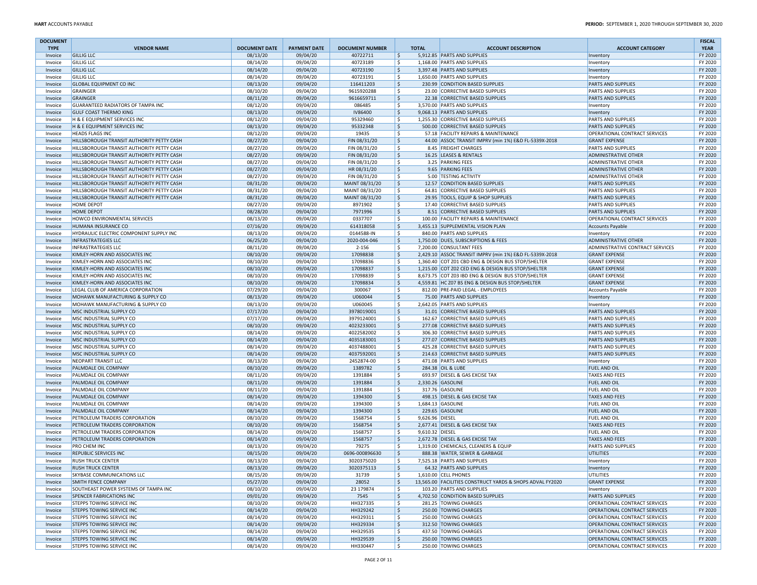| DOCUMENT TYPE | VENDOR NAME | DOCUMENT DATE | PAYMENT DATE | DOCUMENT NUMBER | TOTAL | ACCOUNT DESCRIPTION | ACCOUNT CATEGORY | FISCAL YEAR |
|---|---|---|---|---|---|---|---|---|
| Invoice | GILLIG LLC | 08/13/20 | 09/04/20 | 40722711 | $ 5,912.85 | PARTS AND SUPPLIES | Inventory | FY 2020 |
| Invoice | GILLIG LLC | 08/14/20 | 09/04/20 | 40723189 | $ 1,168.00 | PARTS AND SUPPLIES | Inventory | FY 2020 |
| Invoice | GILLIG LLC | 08/14/20 | 09/04/20 | 40723190 | $ 3,397.48 | PARTS AND SUPPLIES | Inventory | FY 2020 |
| Invoice | GILLIG LLC | 08/14/20 | 09/04/20 | 40723191 | $ 1,650.00 | PARTS AND SUPPLIES | Inventory | FY 2020 |
| Invoice | GLOBAL EQUIPMENT CO INC | 08/13/20 | 09/04/20 | 116411203 | $ 230.99 | CONDITION BASED SUPPLIES | PARTS AND SUPPLIES | FY 2020 |
| Invoice | GRAINGER | 08/10/20 | 09/04/20 | 9615920288 | $ 23.00 | CORRECTIVE BASED SUPPLIES | PARTS AND SUPPLIES | FY 2020 |
| Invoice | GRAINGER | 08/11/20 | 09/04/20 | 9616659711 | $ 22.38 | CORRECTIVE BASED SUPPLIES | PARTS AND SUPPLIES | FY 2020 |
| Invoice | GUARANTEED RADIATORS OF TAMPA INC | 08/12/20 | 09/04/20 | 086485 | $ 3,570.00 | PARTS AND SUPPLIES | Inventory | FY 2020 |
| Invoice | GULF COAST THERMO KING | 08/13/20 | 09/04/20 | IV86400 | $ 9,068.13 | PARTS AND SUPPLIES | Inventory | FY 2020 |
| Invoice | H & E EQUIPMENT SERVICES INC | 08/12/20 | 09/04/20 | 95329460 | $ 1,255.30 | CORRECTIVE BASED SUPPLIES | PARTS AND SUPPLIES | FY 2020 |
| Invoice | H & E EQUIPMENT SERVICES INC | 08/13/20 | 09/04/20 | 95332348 | $ 500.00 | CORRECTIVE BASED SUPPLIES | PARTS AND SUPPLIES | FY 2020 |
| Invoice | HEADS FLAGS INC | 08/12/20 | 09/04/20 | 19435 | $ 57.18 | FACILITY REPAIRS & MAINTENANCE | OPERATIONAL CONTRACT SERVICES | FY 2020 |
| Invoice | HILLSBOROUGH TRANSIT AUTHORITY PETTY CASH | 08/27/20 | 09/04/20 | FIN 08/31/20 | $ 44.00 | ASSOC TRANSIT IMPRV (min 1%) E&D FL-5339X-2018 | GRANT EXPENSE | FY 2020 |
| Invoice | HILLSBOROUGH TRANSIT AUTHORITY PETTY CASH | 08/27/20 | 09/04/20 | FIN 08/31/20 | $ 8.45 | FREIGHT CHARGES | PARTS AND SUPPLIES | FY 2020 |
| Invoice | HILLSBOROUGH TRANSIT AUTHORITY PETTY CASH | 08/27/20 | 09/04/20 | FIN 08/31/20 | $ 16.25 | LEASES & RENTALS | ADMINISTRATIVE OTHER | FY 2020 |
| Invoice | HILLSBOROUGH TRANSIT AUTHORITY PETTY CASH | 08/27/20 | 09/04/20 | FIN 08/31/20 | $ 3.25 | PARKING FEES | ADMINISTRATIVE OTHER | FY 2020 |
| Invoice | HILLSBOROUGH TRANSIT AUTHORITY PETTY CASH | 08/27/20 | 09/04/20 | HR 08/31/20 | $ 9.65 | PARKING FEES | ADMINISTRATIVE OTHER | FY 2020 |
| Invoice | HILLSBOROUGH TRANSIT AUTHORITY PETTY CASH | 08/27/20 | 09/04/20 | FIN 08/31/20 | $ 5.00 | TESTING ACTIVITY | ADMINISTRATIVE OTHER | FY 2020 |
| Invoice | HILLSBOROUGH TRANSIT AUTHORITY PETTY CASH | 08/31/20 | 09/04/20 | MAINT 08/31/20 | $ 12.57 | CONDITION BASED SUPPLIES | PARTS AND SUPPLIES | FY 2020 |
| Invoice | HILLSBOROUGH TRANSIT AUTHORITY PETTY CASH | 08/31/20 | 09/04/20 | MAINT 08/31/20 | $ 64.81 | CORRECTIVE BASED SUPPLIES | PARTS AND SUPPLIES | FY 2020 |
| Invoice | HILLSBOROUGH TRANSIT AUTHORITY PETTY CASH | 08/31/20 | 09/04/20 | MAINT 08/31/20 | $ 29.95 | TOOLS, EQUIP & SHOP SUPPLIES | PARTS AND SUPPLIES | FY 2020 |
| Invoice | HOME DEPOT | 08/27/20 | 09/04/20 | 8971902 | $ 17.40 | CORRECTIVE BASED SUPPLIES | PARTS AND SUPPLIES | FY 2020 |
| Invoice | HOME DEPOT | 08/28/20 | 09/04/20 | 7971996 | $ 8.51 | CORRECTIVE BASED SUPPLIES | PARTS AND SUPPLIES | FY 2020 |
| Invoice | HOWCO ENVIRONMENTAL SERVICES | 08/13/20 | 09/04/20 | 0337707 | $ 100.00 | FACILITY REPAIRS & MAINTENANCE | OPERATIONAL CONTRACT SERVICES | FY 2020 |
| Invoice | HUMANA INSURANCE CO | 07/16/20 | 09/04/20 | 614318058 | $ 3,455.13 | SUPPLEMENTAL VISION PLAN | Accounts Payable | FY 2020 |
| Invoice | HYDRAULIC ELECTRIC COMPONENT SUPPLY INC | 08/13/20 | 09/04/20 | 0144588-IN | $ 840.00 | PARTS AND SUPPLIES | Inventory | FY 2020 |
| Invoice | INFRASTRATEGIES LLC | 06/25/20 | 09/04/20 | 2020-004-046 | $ 1,750.00 | DUES, SUBSCRIPTIONS & FEES | ADMINISTRATIVE OTHER | FY 2020 |
| Invoice | INFRASTRATEGIES LLC | 08/11/20 | 09/04/20 | 2-156 | $ 7,200.00 | CONSULTANT FEES | ADMINISTRATIVE CONTRACT SERVICES | FY 2020 |
| Invoice | KIMLEY-HORN AND ASSOCIATES INC | 08/10/20 | 09/04/20 | 17098838 | $ 2,429.10 | ASSOC TRANSIT IMPRV (min 1%) E&D FL-5339X-2018 | GRANT EXPENSE | FY 2020 |
| Invoice | KIMLEY-HORN AND ASSOCIATES INC | 08/10/20 | 09/04/20 | 17098836 | $ 1,360.40 | COT Z01 CBD ENG & DESIGN BUS STOP/SHELTER | GRANT EXPENSE | FY 2020 |
| Invoice | KIMLEY-HORN AND ASSOCIATES INC | 08/10/20 | 09/04/20 | 17098837 | $ 1,215.00 | COT Z02 CED ENG & DESIGN BUS STOP/SHELTER | GRANT EXPENSE | FY 2020 |
| Invoice | KIMLEY-HORN AND ASSOCIATES INC | 08/10/20 | 09/04/20 | 17098839 | $ 8,673.75 | COT Z03 IBD ENG & DESIGN BUS STOP/SHELTER | GRANT EXPENSE | FY 2020 |
| Invoice | KIMLEY-HORN AND ASSOCIATES INC | 08/10/20 | 09/04/20 | 17098834 | $ 4,559.81 | HC Z07 BS ENG & DESIGN BUS STOP/SHELTER | GRANT EXPENSE | FY 2020 |
| Invoice | LEGAL CLUB OF AMERICA CORPORATION | 07/29/20 | 09/04/20 | 300067 | $ 812.00 | PRE-PAID LEGAL - EMPLOYEES | Accounts Payable | FY 2020 |
| Invoice | MOHAWK MANUFACTURING & SUPPLY CO | 08/13/20 | 09/04/20 | U060044 | $ 75.00 | PARTS AND SUPPLIES | Inventory | FY 2020 |
| Invoice | MOHAWK MANUFACTURING & SUPPLY CO | 08/13/20 | 09/04/20 | U060045 | $ 2,642.05 | PARTS AND SUPPLIES | Inventory | FY 2020 |
| Invoice | MSC INDUSTRIAL SUPPLY CO | 07/17/20 | 09/04/20 | 3978019001 | $ 31.01 | CORRECTIVE BASED SUPPLIES | PARTS AND SUPPLIES | FY 2020 |
| Invoice | MSC INDUSTRIAL SUPPLY CO | 07/17/20 | 09/04/20 | 3979124001 | $ 162.67 | CORRECTIVE BASED SUPPLIES | PARTS AND SUPPLIES | FY 2020 |
| Invoice | MSC INDUSTRIAL SUPPLY CO | 08/10/20 | 09/04/20 | 4023233001 | $ 277.08 | CORRECTIVE BASED SUPPLIES | PARTS AND SUPPLIES | FY 2020 |
| Invoice | MSC INDUSTRIAL SUPPLY CO | 08/14/20 | 09/04/20 | 4022582002 | $ 306.30 | CORRECTIVE BASED SUPPLIES | PARTS AND SUPPLIES | FY 2020 |
| Invoice | MSC INDUSTRIAL SUPPLY CO | 08/14/20 | 09/04/20 | 4035183001 | $ 277.07 | CORRECTIVE BASED SUPPLIES | PARTS AND SUPPLIES | FY 2020 |
| Invoice | MSC INDUSTRIAL SUPPLY CO | 08/14/20 | 09/04/20 | 4037488001 | $ 425.28 | CORRECTIVE BASED SUPPLIES | PARTS AND SUPPLIES | FY 2020 |
| Invoice | MSC INDUSTRIAL SUPPLY CO | 08/14/20 | 09/04/20 | 4037592001 | $ 214.63 | CORRECTIVE BASED SUPPLIES | PARTS AND SUPPLIES | FY 2020 |
| Invoice | NEOPART TRANSIT LLC | 08/13/20 | 09/04/20 | 2452874-00 | $ 471.08 | PARTS AND SUPPLIES | Inventory | FY 2020 |
| Invoice | PALMDALE OIL COMPANY | 08/10/20 | 09/04/20 | 1389782 | $ 284.38 | OIL & LUBE | FUEL AND OIL | FY 2020 |
| Invoice | PALMDALE OIL COMPANY | 08/11/20 | 09/04/20 | 1391884 | $ 693.97 | DIESEL & GAS EXCISE TAX | TAXES AND FEES | FY 2020 |
| Invoice | PALMDALE OIL COMPANY | 08/11/20 | 09/04/20 | 1391884 | $ 2,330.26 | GASOLINE | FUEL AND OIL | FY 2020 |
| Invoice | PALMDALE OIL COMPANY | 08/11/20 | 09/04/20 | 1391884 | $ 317.76 | GASOLINE | FUEL AND OIL | FY 2020 |
| Invoice | PALMDALE OIL COMPANY | 08/14/20 | 09/04/20 | 1394300 | $ 498.15 | DIESEL & GAS EXCISE TAX | TAXES AND FEES | FY 2020 |
| Invoice | PALMDALE OIL COMPANY | 08/14/20 | 09/04/20 | 1394300 | $ 1,684.13 | GASOLINE | FUEL AND OIL | FY 2020 |
| Invoice | PALMDALE OIL COMPANY | 08/14/20 | 09/04/20 | 1394300 | $ 229.65 | GASOLINE | FUEL AND OIL | FY 2020 |
| Invoice | PETROLEUM TRADERS CORPORATION | 08/10/20 | 09/04/20 | 1568754 | $ 9,626.96 | DIESEL | FUEL AND OIL | FY 2020 |
| Invoice | PETROLEUM TRADERS CORPORATION | 08/10/20 | 09/04/20 | 1568754 | $ 2,677.41 | DIESEL & GAS EXCISE TAX | TAXES AND FEES | FY 2020 |
| Invoice | PETROLEUM TRADERS CORPORATION | 08/14/20 | 09/04/20 | 1568757 | $ 9,610.32 | DIESEL | FUEL AND OIL | FY 2020 |
| Invoice | PETROLEUM TRADERS CORPORATION | 08/14/20 | 09/04/20 | 1568757 | $ 2,672.78 | DIESEL & GAS EXCISE TAX | TAXES AND FEES | FY 2020 |
| Invoice | PRO CHEM INC | 08/13/20 | 09/04/20 | 79275 | $ 1,319.00 | CHEMICALS, CLEANERS & EQUIP | PARTS AND SUPPLIES | FY 2020 |
| Invoice | REPUBLIC SERVICES INC | 08/15/20 | 09/04/20 | 0696-000896630 | $ 888.38 | WATER, SEWER & GARBAGE | UTILITIES | FY 2020 |
| Invoice | RUSH TRUCK CENTER | 08/13/20 | 09/04/20 | 3020375020 | $ 7,525.18 | PARTS AND SUPPLIES | Inventory | FY 2020 |
| Invoice | RUSH TRUCK CENTER | 08/13/20 | 09/04/20 | 3020375113 | $ 64.32 | PARTS AND SUPPLIES | Inventory | FY 2020 |
| Invoice | SKYBASE COMMUNICATIONS LLC | 08/15/20 | 09/04/20 | 31739 | $ 1,610.00 | CELL PHONES | UTILITIES | FY 2020 |
| Invoice | SMITH FENCE COMPANY | 05/27/20 | 09/04/20 | 28052 | $ 13,565.00 | FACILITIES CONSTRUCT YARDS & SHOPS ADVAL FY2020 | GRANT EXPENSE | FY 2020 |
| Invoice | SOUTHEAST POWER SYSTEMS OF TAMPA INC | 08/10/20 | 09/04/20 | 23 179874 | $ 103.20 | PARTS AND SUPPLIES | Inventory | FY 2020 |
| Invoice | SPENCER FABRICATIONS INC | 09/01/20 | 09/04/20 | 7545 | $ 4,702.50 | CONDITION BASED SUPPLIES | PARTS AND SUPPLIES | FY 2020 |
| Invoice | STEPPS TOWING SERVICE INC | 08/10/20 | 09/04/20 | HH327335 | $ 281.25 | TOWING CHARGES | OPERATIONAL CONTRACT SERVICES | FY 2020 |
| Invoice | STEPPS TOWING SERVICE INC | 08/14/20 | 09/04/20 | HH329242 | $ 250.00 | TOWING CHARGES | OPERATIONAL CONTRACT SERVICES | FY 2020 |
| Invoice | STEPPS TOWING SERVICE INC | 08/14/20 | 09/04/20 | HH329311 | $ 250.00 | TOWING CHARGES | OPERATIONAL CONTRACT SERVICES | FY 2020 |
| Invoice | STEPPS TOWING SERVICE INC | 08/14/20 | 09/04/20 | HH329334 | $ 312.50 | TOWING CHARGES | OPERATIONAL CONTRACT SERVICES | FY 2020 |
| Invoice | STEPPS TOWING SERVICE INC | 08/14/20 | 09/04/20 | HH329535 | $ 437.50 | TOWING CHARGES | OPERATIONAL CONTRACT SERVICES | FY 2020 |
| Invoice | STEPPS TOWING SERVICE INC | 08/14/20 | 09/04/20 | HH329539 | $ 250.00 | TOWING CHARGES | OPERATIONAL CONTRACT SERVICES | FY 2020 |
| Invoice | STEPPS TOWING SERVICE INC | 08/14/20 | 09/04/20 | HH330447 | $ 250.00 | TOWING CHARGES | OPERATIONAL CONTRACT SERVICES | FY 2020 |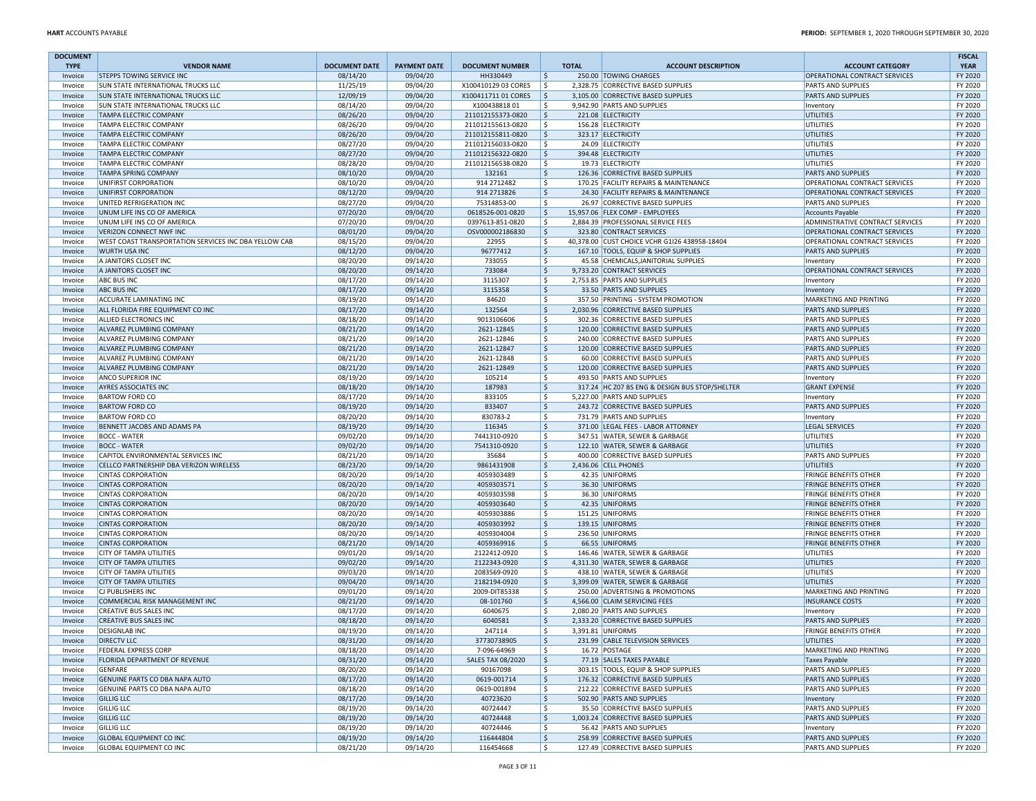| DOCUMENT TYPE | VENDOR NAME | DOCUMENT DATE | PAYMENT DATE | DOCUMENT NUMBER | TOTAL | ACCOUNT DESCRIPTION | ACCOUNT CATEGORY | FISCAL YEAR |
|---|---|---|---|---|---|---|---|---|
| Invoice | STEPPS TOWING SERVICE INC | 08/14/20 | 09/04/20 | HH330449 | $ 250.00 | TOWING CHARGES | OPERATIONAL CONTRACT SERVICES | FY 2020 |
| Invoice | SUN STATE INTERNATIONAL TRUCKS LLC | 11/25/19 | 09/04/20 | X100410129 03 CORES | $ 2,328.75 | CORRECTIVE BASED SUPPLIES | PARTS AND SUPPLIES | FY 2020 |
| Invoice | SUN STATE INTERNATIONAL TRUCKS LLC | 12/09/19 | 09/04/20 | X100411711 01 CORES | $ 3,105.00 | CORRECTIVE BASED SUPPLIES | PARTS AND SUPPLIES | FY 2020 |
| Invoice | SUN STATE INTERNATIONAL TRUCKS LLC | 08/14/20 | 09/04/20 | X100438818 01 | $ 9,942.90 | PARTS AND SUPPLIES | Inventory | FY 2020 |
| Invoice | TAMPA ELECTRIC COMPANY | 08/26/20 | 09/04/20 | 211012155373-0820 | $ 221.08 | ELECTRICITY | UTILITIES | FY 2020 |
| Invoice | TAMPA ELECTRIC COMPANY | 08/26/20 | 09/04/20 | 211012155613-0820 | $ 156.28 | ELECTRICITY | UTILITIES | FY 2020 |
| Invoice | TAMPA ELECTRIC COMPANY | 08/26/20 | 09/04/20 | 211012155811-0820 | $ 323.17 | ELECTRICITY | UTILITIES | FY 2020 |
| Invoice | TAMPA ELECTRIC COMPANY | 08/27/20 | 09/04/20 | 211012156033-0820 | $ 24.09 | ELECTRICITY | UTILITIES | FY 2020 |
| Invoice | TAMPA ELECTRIC COMPANY | 08/27/20 | 09/04/20 | 211012156322-0820 | $ 394.48 | ELECTRICITY | UTILITIES | FY 2020 |
| Invoice | TAMPA ELECTRIC COMPANY | 08/28/20 | 09/04/20 | 211012156538-0820 | $ 19.73 | ELECTRICITY | UTILITIES | FY 2020 |
| Invoice | TAMPA SPRING COMPANY | 08/10/20 | 09/04/20 | 132161 | $ 126.36 | CORRECTIVE BASED SUPPLIES | PARTS AND SUPPLIES | FY 2020 |
| Invoice | UNIFIRST CORPORATION | 08/10/20 | 09/04/20 | 914 2712482 | $ 170.25 | FACILITY REPAIRS & MAINTENANCE | OPERATIONAL CONTRACT SERVICES | FY 2020 |
| Invoice | UNIFIRST CORPORATION | 08/12/20 | 09/04/20 | 914 2713826 | $ 24.30 | FACILITY REPAIRS & MAINTENANCE | OPERATIONAL CONTRACT SERVICES | FY 2020 |
| Invoice | UNITED REFRIGERATION INC | 08/27/20 | 09/04/20 | 75314853-00 | $ 26.97 | CORRECTIVE BASED SUPPLIES | PARTS AND SUPPLIES | FY 2020 |
| Invoice | UNUM LIFE INS CO OF AMERICA | 07/20/20 | 09/04/20 | 0618526-001-0820 | $ 15,957.06 | FLEX COMP - EMPLOYEES | Accounts Payable | FY 2020 |
| Invoice | UNUM LIFE INS CO OF AMERICA | 07/20/20 | 09/04/20 | 0397613-851-0820 | $ 2,884.39 | PROFESSIONAL SERVICE FEES | ADMINISTRATIVE CONTRACT SERVICES | FY 2020 |
| Invoice | VERIZON CONNECT NWF INC | 08/01/20 | 09/04/20 | OSV000002186830 | $ 323.80 | CONTRACT SERVICES | OPERATIONAL CONTRACT SERVICES | FY 2020 |
| Invoice | WEST COAST TRANSPORTATION SERVICES INC DBA YELLOW CAB | 08/15/20 | 09/04/20 | 22955 | $ 40,378.00 | CUST CHOICE VCHR G1I26 438958-18404 | OPERATIONAL CONTRACT SERVICES | FY 2020 |
| Invoice | WURTH USA INC | 08/12/20 | 09/04/20 | 96777412 | $ 167.10 | TOOLS, EQUIP & SHOP SUPPLIES | PARTS AND SUPPLIES | FY 2020 |
| Invoice | A JANITORS CLOSET INC | 08/20/20 | 09/14/20 | 733055 | $ 45.58 | CHEMICALS,JANITORIAL SUPPLIES | Inventory | FY 2020 |
| Invoice | A JANITORS CLOSET INC | 08/20/20 | 09/14/20 | 733084 | $ 9,733.20 | CONTRACT SERVICES | OPERATIONAL CONTRACT SERVICES | FY 2020 |
| Invoice | ABC BUS INC | 08/17/20 | 09/14/20 | 3115307 | $ 2,753.85 | PARTS AND SUPPLIES | Inventory | FY 2020 |
| Invoice | ABC BUS INC | 08/17/20 | 09/14/20 | 3115358 | $ 33.50 | PARTS AND SUPPLIES | Inventory | FY 2020 |
| Invoice | ACCURATE LAMINATING INC | 08/19/20 | 09/14/20 | 84620 | $ 357.50 | PRINTING - SYSTEM PROMOTION | MARKETING AND PRINTING | FY 2020 |
| Invoice | ALL FLORIDA FIRE EQUIPMENT CO INC | 08/17/20 | 09/14/20 | 132564 | $ 2,030.96 | CORRECTIVE BASED SUPPLIES | PARTS AND SUPPLIES | FY 2020 |
| Invoice | ALLIED ELECTRONICS INC | 08/18/20 | 09/14/20 | 9013106606 | $ 302.36 | CORRECTIVE BASED SUPPLIES | PARTS AND SUPPLIES | FY 2020 |
| Invoice | ALVAREZ PLUMBING COMPANY | 08/21/20 | 09/14/20 | 2621-12845 | $ 120.00 | CORRECTIVE BASED SUPPLIES | PARTS AND SUPPLIES | FY 2020 |
| Invoice | ALVAREZ PLUMBING COMPANY | 08/21/20 | 09/14/20 | 2621-12846 | $ 240.00 | CORRECTIVE BASED SUPPLIES | PARTS AND SUPPLIES | FY 2020 |
| Invoice | ALVAREZ PLUMBING COMPANY | 08/21/20 | 09/14/20 | 2621-12847 | $ 120.00 | CORRECTIVE BASED SUPPLIES | PARTS AND SUPPLIES | FY 2020 |
| Invoice | ALVAREZ PLUMBING COMPANY | 08/21/20 | 09/14/20 | 2621-12848 | $ 60.00 | CORRECTIVE BASED SUPPLIES | PARTS AND SUPPLIES | FY 2020 |
| Invoice | ALVAREZ PLUMBING COMPANY | 08/21/20 | 09/14/20 | 2621-12849 | $ 120.00 | CORRECTIVE BASED SUPPLIES | PARTS AND SUPPLIES | FY 2020 |
| Invoice | ANCO SUPERIOR INC | 08/19/20 | 09/14/20 | 105214 | $ 493.50 | PARTS AND SUPPLIES | Inventory | FY 2020 |
| Invoice | AYRES ASSOCIATES INC | 08/18/20 | 09/14/20 | 187983 | $ 317.24 | HC Z07 BS ENG & DESIGN BUS STOP/SHELTER | GRANT EXPENSE | FY 2020 |
| Invoice | BARTOW FORD CO | 08/17/20 | 09/14/20 | 833105 | $ 5,227.00 | PARTS AND SUPPLIES | Inventory | FY 2020 |
| Invoice | BARTOW FORD CO | 08/19/20 | 09/14/20 | 833407 | $ 243.72 | CORRECTIVE BASED SUPPLIES | PARTS AND SUPPLIES | FY 2020 |
| Invoice | BARTOW FORD CO | 08/20/20 | 09/14/20 | 830783-2 | $ 731.79 | PARTS AND SUPPLIES | Inventory | FY 2020 |
| Invoice | BENNETT JACOBS AND ADAMS PA | 08/19/20 | 09/14/20 | 116345 | $ 371.00 | LEGAL FEES - LABOR ATTORNEY | LEGAL SERVICES | FY 2020 |
| Invoice | BOCC - WATER | 09/02/20 | 09/14/20 | 7441310-0920 | $ 347.51 | WATER, SEWER & GARBAGE | UTILITIES | FY 2020 |
| Invoice | BOCC - WATER | 09/02/20 | 09/14/20 | 7541310-0920 | $ 122.10 | WATER, SEWER & GARBAGE | UTILITIES | FY 2020 |
| Invoice | CAPITOL ENVIRONMENTAL SERVICES INC | 08/21/20 | 09/14/20 | 35684 | $ 400.00 | CORRECTIVE BASED SUPPLIES | PARTS AND SUPPLIES | FY 2020 |
| Invoice | CELLCO PARTNERSHIP DBA VERIZON WIRELESS | 08/23/20 | 09/14/20 | 9861431908 | $ 2,436.06 | CELL PHONES | UTILITIES | FY 2020 |
| Invoice | CINTAS CORPORATION | 08/20/20 | 09/14/20 | 4059303489 | $ 42.35 | UNIFORMS | FRINGE BENEFITS OTHER | FY 2020 |
| Invoice | CINTAS CORPORATION | 08/20/20 | 09/14/20 | 4059303571 | $ 36.30 | UNIFORMS | FRINGE BENEFITS OTHER | FY 2020 |
| Invoice | CINTAS CORPORATION | 08/20/20 | 09/14/20 | 4059303598 | $ 36.30 | UNIFORMS | FRINGE BENEFITS OTHER | FY 2020 |
| Invoice | CINTAS CORPORATION | 08/20/20 | 09/14/20 | 4059303640 | $ 42.35 | UNIFORMS | FRINGE BENEFITS OTHER | FY 2020 |
| Invoice | CINTAS CORPORATION | 08/20/20 | 09/14/20 | 4059303886 | $ 151.25 | UNIFORMS | FRINGE BENEFITS OTHER | FY 2020 |
| Invoice | CINTAS CORPORATION | 08/20/20 | 09/14/20 | 4059303992 | $ 139.15 | UNIFORMS | FRINGE BENEFITS OTHER | FY 2020 |
| Invoice | CINTAS CORPORATION | 08/20/20 | 09/14/20 | 4059304004 | $ 236.50 | UNIFORMS | FRINGE BENEFITS OTHER | FY 2020 |
| Invoice | CINTAS CORPORATION | 08/21/20 | 09/14/20 | 4059369916 | $ 66.55 | UNIFORMS | FRINGE BENEFITS OTHER | FY 2020 |
| Invoice | CITY OF TAMPA UTILITIES | 09/01/20 | 09/14/20 | 2122412-0920 | $ 146.46 | WATER, SEWER & GARBAGE | UTILITIES | FY 2020 |
| Invoice | CITY OF TAMPA UTILITIES | 09/02/20 | 09/14/20 | 2122343-0920 | $ 4,311.30 | WATER, SEWER & GARBAGE | UTILITIES | FY 2020 |
| Invoice | CITY OF TAMPA UTILITIES | 09/03/20 | 09/14/20 | 2083569-0920 | $ 438.10 | WATER, SEWER & GARBAGE | UTILITIES | FY 2020 |
| Invoice | CITY OF TAMPA UTILITIES | 09/04/20 | 09/14/20 | 2182194-0920 | $ 3,399.09 | WATER, SEWER & GARBAGE | UTILITIES | FY 2020 |
| Invoice | CJ PUBLISHERS INC | 09/01/20 | 09/14/20 | 2009-DIT85338 | $ 250.00 | ADVERTISING & PROMOTIONS | MARKETING AND PRINTING | FY 2020 |
| Invoice | COMMERCIAL RISK MANAGEMENT INC | 08/21/20 | 09/14/20 | 08-101760 | $ 4,566.00 | CLAIM SERVICING FEES | INSURANCE COSTS | FY 2020 |
| Invoice | CREATIVE BUS SALES INC | 08/17/20 | 09/14/20 | 6040675 | $ 2,080.20 | PARTS AND SUPPLIES | Inventory | FY 2020 |
| Invoice | CREATIVE BUS SALES INC | 08/18/20 | 09/14/20 | 6040581 | $ 2,333.20 | CORRECTIVE BASED SUPPLIES | PARTS AND SUPPLIES | FY 2020 |
| Invoice | DESIGNLAB INC | 08/19/20 | 09/14/20 | 247114 | $ 3,391.81 | UNIFORMS | FRINGE BENEFITS OTHER | FY 2020 |
| Invoice | DIRECTV LLC | 08/31/20 | 09/14/20 | 37730738905 | $ 231.99 | CABLE TELEVISION SERVICES | UTILITIES | FY 2020 |
| Invoice | FEDERAL EXPRESS CORP | 08/18/20 | 09/14/20 | 7-096-64969 | $ 16.72 | POSTAGE | MARKETING AND PRINTING | FY 2020 |
| Invoice | FLORIDA DEPARTMENT OF REVENUE | 08/31/20 | 09/14/20 | SALES TAX 08/2020 | $ 77.19 | SALES TAXES PAYABLE | Taxes Payable | FY 2020 |
| Invoice | GENFARE | 08/20/20 | 09/14/20 | 90167098 | $ 303.15 | TOOLS, EQUIP & SHOP SUPPLIES | PARTS AND SUPPLIES | FY 2020 |
| Invoice | GENUINE PARTS CO DBA NAPA AUTO | 08/17/20 | 09/14/20 | 0619-001714 | $ 176.32 | CORRECTIVE BASED SUPPLIES | PARTS AND SUPPLIES | FY 2020 |
| Invoice | GENUINE PARTS CO DBA NAPA AUTO | 08/18/20 | 09/14/20 | 0619-001894 | $ 212.22 | CORRECTIVE BASED SUPPLIES | PARTS AND SUPPLIES | FY 2020 |
| Invoice | GILLIG LLC | 08/17/20 | 09/14/20 | 40723620 | $ 502.90 | PARTS AND SUPPLIES | Inventory | FY 2020 |
| Invoice | GILLIG LLC | 08/19/20 | 09/14/20 | 40724447 | $ 35.50 | CORRECTIVE BASED SUPPLIES | PARTS AND SUPPLIES | FY 2020 |
| Invoice | GILLIG LLC | 08/19/20 | 09/14/20 | 40724448 | $ 1,003.24 | CORRECTIVE BASED SUPPLIES | PARTS AND SUPPLIES | FY 2020 |
| Invoice | GILLIG LLC | 08/19/20 | 09/14/20 | 40724446 | $ 56.42 | PARTS AND SUPPLIES | Inventory | FY 2020 |
| Invoice | GLOBAL EQUIPMENT CO INC | 08/19/20 | 09/14/20 | 116444804 | $ 258.99 | CORRECTIVE BASED SUPPLIES | PARTS AND SUPPLIES | FY 2020 |
| Invoice | GLOBAL EQUIPMENT CO INC | 08/21/20 | 09/14/20 | 116454668 | $ 127.49 | CORRECTIVE BASED SUPPLIES | PARTS AND SUPPLIES | FY 2020 |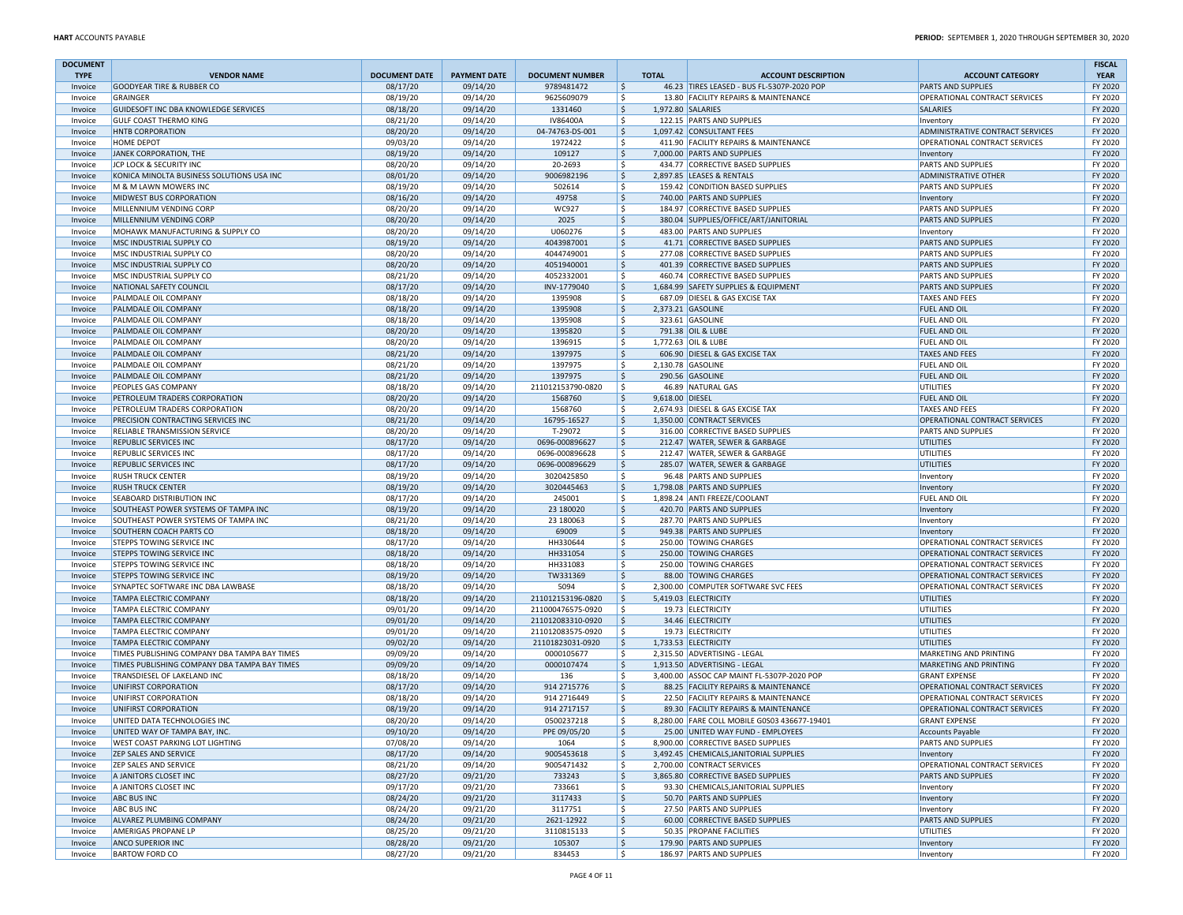| DOCUMENT TYPE | VENDOR NAME | DOCUMENT DATE | PAYMENT DATE | DOCUMENT NUMBER | TOTAL | ACCOUNT DESCRIPTION | ACCOUNT CATEGORY | FISCAL YEAR |
|---|---|---|---|---|---|---|---|---|
| Invoice | GOODYEAR TIRE & RUBBER CO | 08/17/20 | 09/14/20 | 9789481472 | $ 46.23 | TIRES LEASED - BUS FL-5307P-2020 POP | PARTS AND SUPPLIES | FY 2020 |
| Invoice | GRAINGER | 08/19/20 | 09/14/20 | 9625609079 | $ 13.80 | FACILITY REPAIRS & MAINTENANCE | OPERATIONAL CONTRACT SERVICES | FY 2020 |
| Invoice | GUIDESOFT INC DBA KNOWLEDGE SERVICES | 08/18/20 | 09/14/20 | 1331460 | $ 1,972.80 | SALARIES | SALARIES | FY 2020 |
| Invoice | GULF COAST THERMO KING | 08/21/20 | 09/14/20 | IV86400A | $ 122.15 | PARTS AND SUPPLIES | Inventory | FY 2020 |
| Invoice | HNTB CORPORATION | 08/20/20 | 09/14/20 | 04-74763-DS-001 | $ 1,097.42 | CONSULTANT FEES | ADMINISTRATIVE CONTRACT SERVICES | FY 2020 |
| Invoice | HOME DEPOT | 09/03/20 | 09/14/20 | 1972422 | $ 411.90 | FACILITY REPAIRS & MAINTENANCE | OPERATIONAL CONTRACT SERVICES | FY 2020 |
| Invoice | JANEK CORPORATION, THE | 08/19/20 | 09/14/20 | 109127 | $ 7,000.00 | PARTS AND SUPPLIES | Inventory | FY 2020 |
| Invoice | JCP LOCK & SECURITY INC | 08/20/20 | 09/14/20 | 20-2693 | $ 434.77 | CORRECTIVE BASED SUPPLIES | PARTS AND SUPPLIES | FY 2020 |
| Invoice | KONICA MINOLTA BUSINESS SOLUTIONS USA INC | 08/01/20 | 09/14/20 | 9006982196 | $ 2,897.85 | LEASES & RENTALS | ADMINISTRATIVE OTHER | FY 2020 |
| Invoice | M & M LAWN MOWERS INC | 08/19/20 | 09/14/20 | 502614 | $ 159.42 | CONDITION BASED SUPPLIES | PARTS AND SUPPLIES | FY 2020 |
| Invoice | MIDWEST BUS CORPORATION | 08/16/20 | 09/14/20 | 49758 | $ 740.00 | PARTS AND SUPPLIES | Inventory | FY 2020 |
| Invoice | MILLENNIUM VENDING CORP | 08/20/20 | 09/14/20 | WC927 | $ 184.97 | CORRECTIVE BASED SUPPLIES | PARTS AND SUPPLIES | FY 2020 |
| Invoice | MILLENNIUM VENDING CORP | 08/20/20 | 09/14/20 | 2025 | $ 380.04 | SUPPLIES/OFFICE/ART/JANITORIAL | PARTS AND SUPPLIES | FY 2020 |
| Invoice | MOHAWK MANUFACTURING & SUPPLY CO | 08/20/20 | 09/14/20 | U060276 | $ 483.00 | PARTS AND SUPPLIES | Inventory | FY 2020 |
| Invoice | MSC INDUSTRIAL SUPPLY CO | 08/19/20 | 09/14/20 | 4043987001 | $ 41.71 | CORRECTIVE BASED SUPPLIES | PARTS AND SUPPLIES | FY 2020 |
| Invoice | MSC INDUSTRIAL SUPPLY CO | 08/20/20 | 09/14/20 | 4044749001 | $ 277.08 | CORRECTIVE BASED SUPPLIES | PARTS AND SUPPLIES | FY 2020 |
| Invoice | MSC INDUSTRIAL SUPPLY CO | 08/20/20 | 09/14/20 | 4051940001 | $ 401.39 | CORRECTIVE BASED SUPPLIES | PARTS AND SUPPLIES | FY 2020 |
| Invoice | MSC INDUSTRIAL SUPPLY CO | 08/21/20 | 09/14/20 | 4052332001 | $ 460.74 | CORRECTIVE BASED SUPPLIES | PARTS AND SUPPLIES | FY 2020 |
| Invoice | NATIONAL SAFETY COUNCIL | 08/17/20 | 09/14/20 | INV-1779040 | $ 1,684.99 | SAFETY SUPPLIES & EQUIPMENT | PARTS AND SUPPLIES | FY 2020 |
| Invoice | PALMDALE OIL COMPANY | 08/18/20 | 09/14/20 | 1395908 | $ 687.09 | DIESEL & GAS EXCISE TAX | TAXES AND FEES | FY 2020 |
| Invoice | PALMDALE OIL COMPANY | 08/18/20 | 09/14/20 | 1395908 | $ 2,373.21 | GASOLINE | FUEL AND OIL | FY 2020 |
| Invoice | PALMDALE OIL COMPANY | 08/18/20 | 09/14/20 | 1395908 | $ 323.61 | GASOLINE | FUEL AND OIL | FY 2020 |
| Invoice | PALMDALE OIL COMPANY | 08/20/20 | 09/14/20 | 1395820 | $ 791.38 | OIL & LUBE | FUEL AND OIL | FY 2020 |
| Invoice | PALMDALE OIL COMPANY | 08/20/20 | 09/14/20 | 1396915 | $ 1,772.63 | OIL & LUBE | FUEL AND OIL | FY 2020 |
| Invoice | PALMDALE OIL COMPANY | 08/21/20 | 09/14/20 | 1397975 | $ 606.90 | DIESEL & GAS EXCISE TAX | TAXES AND FEES | FY 2020 |
| Invoice | PALMDALE OIL COMPANY | 08/21/20 | 09/14/20 | 1397975 | $ 2,130.78 | GASOLINE | FUEL AND OIL | FY 2020 |
| Invoice | PALMDALE OIL COMPANY | 08/21/20 | 09/14/20 | 1397975 | $ 290.56 | GASOLINE | FUEL AND OIL | FY 2020 |
| Invoice | PEOPLES GAS COMPANY | 08/18/20 | 09/14/20 | 211012153790-0820 | $ 46.89 | NATURAL GAS | UTILITIES | FY 2020 |
| Invoice | PETROLEUM TRADERS CORPORATION | 08/20/20 | 09/14/20 | 1568760 | $ 9,618.00 | DIESEL | FUEL AND OIL | FY 2020 |
| Invoice | PETROLEUM TRADERS CORPORATION | 08/20/20 | 09/14/20 | 1568760 | $ 2,674.93 | DIESEL & GAS EXCISE TAX | TAXES AND FEES | FY 2020 |
| Invoice | PRECISION CONTRACTING SERVICES INC | 08/21/20 | 09/14/20 | 16795-16527 | $ 1,350.00 | CONTRACT SERVICES | OPERATIONAL CONTRACT SERVICES | FY 2020 |
| Invoice | RELIABLE TRANSMISSION SERVICE | 08/20/20 | 09/14/20 | T-29072 | $ 316.00 | CORRECTIVE BASED SUPPLIES | PARTS AND SUPPLIES | FY 2020 |
| Invoice | REPUBLIC SERVICES INC | 08/17/20 | 09/14/20 | 0696-000896627 | $ 212.47 | WATER, SEWER & GARBAGE | UTILITIES | FY 2020 |
| Invoice | REPUBLIC SERVICES INC | 08/17/20 | 09/14/20 | 0696-000896628 | $ 212.47 | WATER, SEWER & GARBAGE | UTILITIES | FY 2020 |
| Invoice | REPUBLIC SERVICES INC | 08/17/20 | 09/14/20 | 0696-000896629 | $ 285.07 | WATER, SEWER & GARBAGE | UTILITIES | FY 2020 |
| Invoice | RUSH TRUCK CENTER | 08/19/20 | 09/14/20 | 3020425850 | $ 96.48 | PARTS AND SUPPLIES | Inventory | FY 2020 |
| Invoice | RUSH TRUCK CENTER | 08/19/20 | 09/14/20 | 3020445463 | $ 1,798.08 | PARTS AND SUPPLIES | Inventory | FY 2020 |
| Invoice | SEABOARD DISTRIBUTION INC | 08/17/20 | 09/14/20 | 245001 | $ 1,898.24 | ANTI FREEZE/COOLANT | FUEL AND OIL | FY 2020 |
| Invoice | SOUTHEAST POWER SYSTEMS OF TAMPA INC | 08/19/20 | 09/14/20 | 23 180020 | $ 420.70 | PARTS AND SUPPLIES | Inventory | FY 2020 |
| Invoice | SOUTHEAST POWER SYSTEMS OF TAMPA INC | 08/21/20 | 09/14/20 | 23 180063 | $ 287.70 | PARTS AND SUPPLIES | Inventory | FY 2020 |
| Invoice | SOUTHERN COACH PARTS CO | 08/18/20 | 09/14/20 | 69009 | $ 949.38 | PARTS AND SUPPLIES | Inventory | FY 2020 |
| Invoice | STEPPS TOWING SERVICE INC | 08/17/20 | 09/14/20 | HH330644 | $ 250.00 | TOWING CHARGES | OPERATIONAL CONTRACT SERVICES | FY 2020 |
| Invoice | STEPPS TOWING SERVICE INC | 08/18/20 | 09/14/20 | HH331054 | $ 250.00 | TOWING CHARGES | OPERATIONAL CONTRACT SERVICES | FY 2020 |
| Invoice | STEPPS TOWING SERVICE INC | 08/18/20 | 09/14/20 | HH331083 | $ 250.00 | TOWING CHARGES | OPERATIONAL CONTRACT SERVICES | FY 2020 |
| Invoice | STEPPS TOWING SERVICE INC | 08/19/20 | 09/14/20 | TW331369 | $ 88.00 | TOWING CHARGES | OPERATIONAL CONTRACT SERVICES | FY 2020 |
| Invoice | SYNAPTEC SOFTWARE INC DBA LAWBASE | 08/18/20 | 09/14/20 | 5094 | $ 2,300.00 | COMPUTER SOFTWARE SVC FEES | OPERATIONAL CONTRACT SERVICES | FY 2020 |
| Invoice | TAMPA ELECTRIC COMPANY | 08/18/20 | 09/14/20 | 211012153196-0820 | $ 5,419.03 | ELECTRICITY | UTILITIES | FY 2020 |
| Invoice | TAMPA ELECTRIC COMPANY | 09/01/20 | 09/14/20 | 211000476575-0920 | $ 19.73 | ELECTRICITY | UTILITIES | FY 2020 |
| Invoice | TAMPA ELECTRIC COMPANY | 09/01/20 | 09/14/20 | 211012083310-0920 | $ 34.46 | ELECTRICITY | UTILITIES | FY 2020 |
| Invoice | TAMPA ELECTRIC COMPANY | 09/01/20 | 09/14/20 | 211012083575-0920 | $ 19.73 | ELECTRICITY | UTILITIES | FY 2020 |
| Invoice | TAMPA ELECTRIC COMPANY | 09/02/20 | 09/14/20 | 21101823031-0920 | $ 1,733.53 | ELECTRICITY | UTILITIES | FY 2020 |
| Invoice | TIMES PUBLISHING COMPANY DBA TAMPA BAY TIMES | 09/09/20 | 09/14/20 | 0000105677 | $ 2,315.50 | ADVERTISING - LEGAL | MARKETING AND PRINTING | FY 2020 |
| Invoice | TIMES PUBLISHING COMPANY DBA TAMPA BAY TIMES | 09/09/20 | 09/14/20 | 0000107474 | $ 1,913.50 | ADVERTISING - LEGAL | MARKETING AND PRINTING | FY 2020 |
| Invoice | TRANSDIESEL OF LAKELAND INC | 08/18/20 | 09/14/20 | 136 | $ 3,400.00 | ASSOC CAP MAINT FL-5307P-2020 POP | GRANT EXPENSE | FY 2020 |
| Invoice | UNIFIRST CORPORATION | 08/17/20 | 09/14/20 | 914 2715776 | $ 88.25 | FACILITY REPAIRS & MAINTENANCE | OPERATIONAL CONTRACT SERVICES | FY 2020 |
| Invoice | UNIFIRST CORPORATION | 08/18/20 | 09/14/20 | 914 2716449 | $ 22.50 | FACILITY REPAIRS & MAINTENANCE | OPERATIONAL CONTRACT SERVICES | FY 2020 |
| Invoice | UNIFIRST CORPORATION | 08/19/20 | 09/14/20 | 914 2717157 | $ 89.30 | FACILITY REPAIRS & MAINTENANCE | OPERATIONAL CONTRACT SERVICES | FY 2020 |
| Invoice | UNITED DATA TECHNOLOGIES INC | 08/20/20 | 09/14/20 | 0500237218 | $ 8,280.00 | FARE COLL MOBILE G0S03 436677-19401 | GRANT EXPENSE | FY 2020 |
| Invoice | UNITED WAY OF TAMPA BAY, INC. | 09/10/20 | 09/14/20 | PPE 09/05/20 | $ 25.00 | UNITED WAY FUND - EMPLOYEES | Accounts Payable | FY 2020 |
| Invoice | WEST COAST PARKING LOT LIGHTING | 07/08/20 | 09/14/20 | 1064 | $ 8,900.00 | CORRECTIVE BASED SUPPLIES | PARTS AND SUPPLIES | FY 2020 |
| Invoice | ZEP SALES AND SERVICE | 08/17/20 | 09/14/20 | 9005453618 | $ 3,492.45 | CHEMICALS,JANITORIAL SUPPLIES | Inventory | FY 2020 |
| Invoice | ZEP SALES AND SERVICE | 08/21/20 | 09/14/20 | 9005471432 | $ 2,700.00 | CONTRACT SERVICES | OPERATIONAL CONTRACT SERVICES | FY 2020 |
| Invoice | A JANITORS CLOSET INC | 08/27/20 | 09/21/20 | 733243 | $ 3,865.80 | CORRECTIVE BASED SUPPLIES | PARTS AND SUPPLIES | FY 2020 |
| Invoice | A JANITORS CLOSET INC | 09/17/20 | 09/21/20 | 733661 | $ 93.30 | CHEMICALS,JANITORIAL SUPPLIES | Inventory | FY 2020 |
| Invoice | ABC BUS INC | 08/24/20 | 09/21/20 | 3117433 | $ 50.70 | PARTS AND SUPPLIES | Inventory | FY 2020 |
| Invoice | ABC BUS INC | 08/24/20 | 09/21/20 | 3117751 | $ 27.50 | PARTS AND SUPPLIES | Inventory | FY 2020 |
| Invoice | ALVAREZ PLUMBING COMPANY | 08/24/20 | 09/21/20 | 2621-12922 | $ 60.00 | CORRECTIVE BASED SUPPLIES | PARTS AND SUPPLIES | FY 2020 |
| Invoice | AMERIGAS PROPANE LP | 08/25/20 | 09/21/20 | 3110815133 | $ 50.35 | PROPANE FACILITIES | UTILITIES | FY 2020 |
| Invoice | ANCO SUPERIOR INC | 08/28/20 | 09/21/20 | 105307 | $ 179.90 | PARTS AND SUPPLIES | Inventory | FY 2020 |
| Invoice | BARTOW FORD CO | 08/27/20 | 09/21/20 | 834453 | $ 186.97 | PARTS AND SUPPLIES | Inventory | FY 2020 |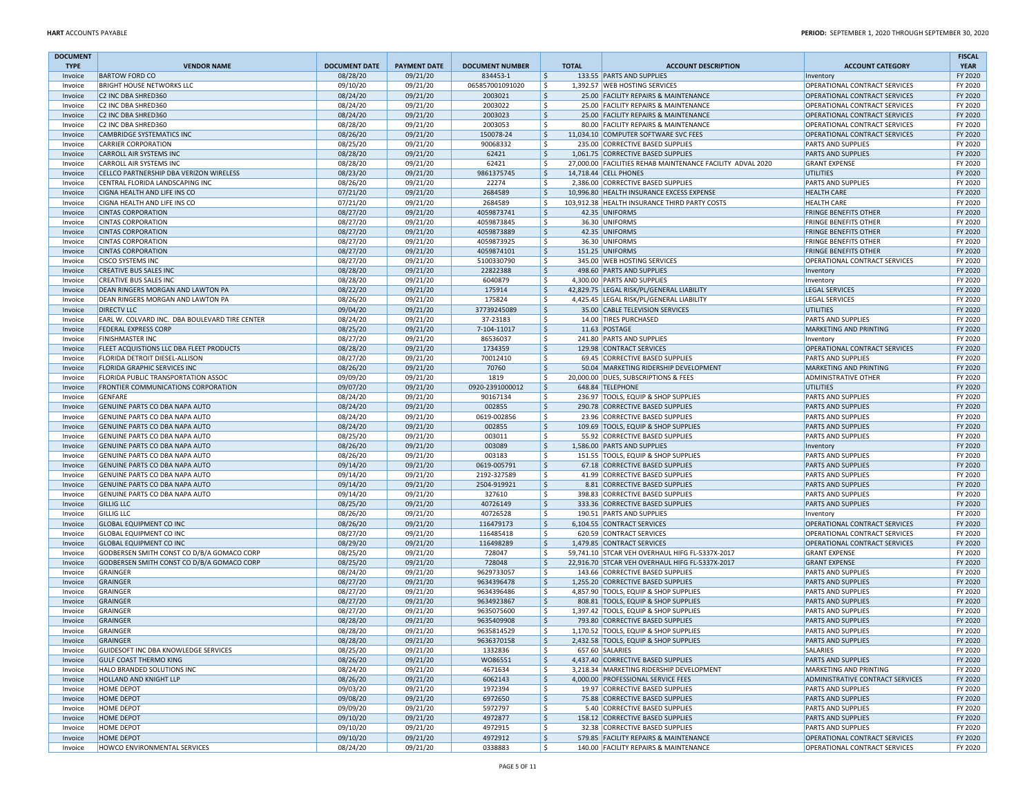| DOCUMENT TYPE | VENDOR NAME | DOCUMENT DATE | PAYMENT DATE | DOCUMENT NUMBER | TOTAL | ACCOUNT DESCRIPTION | ACCOUNT CATEGORY | FISCAL YEAR |
|---|---|---|---|---|---|---|---|---|
| Invoice | BARTOW FORD CO | 08/28/20 | 09/21/20 | 834453-1 | $ 133.55 | PARTS AND SUPPLIES | Inventory | FY 2020 |
| Invoice | BRIGHT HOUSE NETWORKS LLC | 09/10/20 | 09/21/20 | 065857001091020 | $ 1,392.57 | WEB HOSTING SERVICES | OPERATIONAL CONTRACT SERVICES | FY 2020 |
| Invoice | C2 INC DBA SHRED360 | 08/24/20 | 09/21/20 | 2003021 | $ 25.00 | FACILITY REPAIRS & MAINTENANCE | OPERATIONAL CONTRACT SERVICES | FY 2020 |
| Invoice | C2 INC DBA SHRED360 | 08/24/20 | 09/21/20 | 2003022 | $ 25.00 | FACILITY REPAIRS & MAINTENANCE | OPERATIONAL CONTRACT SERVICES | FY 2020 |
| Invoice | C2 INC DBA SHRED360 | 08/24/20 | 09/21/20 | 2003023 | $ 25.00 | FACILITY REPAIRS & MAINTENANCE | OPERATIONAL CONTRACT SERVICES | FY 2020 |
| Invoice | C2 INC DBA SHRED360 | 08/28/20 | 09/21/20 | 2003053 | $ 80.00 | FACILITY REPAIRS & MAINTENANCE | OPERATIONAL CONTRACT SERVICES | FY 2020 |
| Invoice | CAMBRIDGE SYSTEMATICS INC | 08/26/20 | 09/21/20 | 150078-24 | $ 11,034.10 | COMPUTER SOFTWARE SVC FEES | OPERATIONAL CONTRACT SERVICES | FY 2020 |
| Invoice | CARRIER CORPORATION | 08/25/20 | 09/21/20 | 90068332 | $ 235.00 | CORRECTIVE BASED SUPPLIES | PARTS AND SUPPLIES | FY 2020 |
| Invoice | CARROLL AIR SYSTEMS INC | 08/28/20 | 09/21/20 | 62421 | $ 1,061.75 | CORRECTIVE BASED SUPPLIES | PARTS AND SUPPLIES | FY 2020 |
| Invoice | CARROLL AIR SYSTEMS INC | 08/28/20 | 09/21/20 | 62421 | $ 27,000.00 | FACILITIES REHAB MAINTENANCE FACILITY ADVAL 2020 | GRANT EXPENSE | FY 2020 |
| Invoice | CELLCO PARTNERSHIP DBA VERIZON WIRELESS | 08/23/20 | 09/21/20 | 9861375745 | $ 14,718.44 | CELL PHONES | UTILITIES | FY 2020 |
| Invoice | CENTRAL FLORIDA LANDSCAPING INC | 08/26/20 | 09/21/20 | 22274 | $ 2,386.00 | CORRECTIVE BASED SUPPLIES | PARTS AND SUPPLIES | FY 2020 |
| Invoice | CIGNA HEALTH AND LIFE INS CO | 07/21/20 | 09/21/20 | 2684589 | $ 10,996.80 | HEALTH INSURANCE EXCESS EXPENSE | HEALTH CARE | FY 2020 |
| Invoice | CIGNA HEALTH AND LIFE INS CO | 07/21/20 | 09/21/20 | 2684589 | $ 103,912.38 | HEALTH INSURANCE THIRD PARTY COSTS | HEALTH CARE | FY 2020 |
| Invoice | CINTAS CORPORATION | 08/27/20 | 09/21/20 | 4059873741 | $ 42.35 | UNIFORMS | FRINGE BENEFITS OTHER | FY 2020 |
| Invoice | CINTAS CORPORATION | 08/27/20 | 09/21/20 | 4059873845 | $ 36.30 | UNIFORMS | FRINGE BENEFITS OTHER | FY 2020 |
| Invoice | CINTAS CORPORATION | 08/27/20 | 09/21/20 | 4059873889 | $ 42.35 | UNIFORMS | FRINGE BENEFITS OTHER | FY 2020 |
| Invoice | CINTAS CORPORATION | 08/27/20 | 09/21/20 | 4059873925 | $ 36.30 | UNIFORMS | FRINGE BENEFITS OTHER | FY 2020 |
| Invoice | CINTAS CORPORATION | 08/27/20 | 09/21/20 | 4059874101 | $ 151.25 | UNIFORMS | FRINGE BENEFITS OTHER | FY 2020 |
| Invoice | CISCO SYSTEMS INC | 08/27/20 | 09/21/20 | 5100330790 | $ 345.00 | WEB HOSTING SERVICES | OPERATIONAL CONTRACT SERVICES | FY 2020 |
| Invoice | CREATIVE BUS SALES INC | 08/28/20 | 09/21/20 | 22822388 | $ 498.60 | PARTS AND SUPPLIES | Inventory | FY 2020 |
| Invoice | CREATIVE BUS SALES INC | 08/28/20 | 09/21/20 | 6040879 | $ 4,300.00 | PARTS AND SUPPLIES | Inventory | FY 2020 |
| Invoice | DEAN RINGERS MORGAN AND LAWTON PA | 08/22/20 | 09/21/20 | 175914 | $ 42,829.75 | LEGAL RISK/PL/GENERAL LIABILITY | LEGAL SERVICES | FY 2020 |
| Invoice | DEAN RINGERS MORGAN AND LAWTON PA | 08/26/20 | 09/21/20 | 175824 | $ 4,425.45 | LEGAL RISK/PL/GENERAL LIABILITY | LEGAL SERVICES | FY 2020 |
| Invoice | DIRECTV LLC | 09/04/20 | 09/21/20 | 37739245089 | $ 35.00 | CABLE TELEVISION SERVICES | UTILITIES | FY 2020 |
| Invoice | EARL W. COLVARD INC. DBA BOULEVARD TIRE CENTER | 08/24/20 | 09/21/20 | 37-23183 | $ 14.00 | TIRES PURCHASED | PARTS AND SUPPLIES | FY 2020 |
| Invoice | FEDERAL EXPRESS CORP | 08/25/20 | 09/21/20 | 7-104-11017 | $ 11.63 | POSTAGE | MARKETING AND PRINTING | FY 2020 |
| Invoice | FINISHMASTER INC | 08/27/20 | 09/21/20 | 86536037 | $ 241.80 | PARTS AND SUPPLIES | Inventory | FY 2020 |
| Invoice | FLEET ACQUISTIONS LLC DBA FLEET PRODUCTS | 08/28/20 | 09/21/20 | 1734359 | $ 129.98 | CONTRACT SERVICES | OPERATIONAL CONTRACT SERVICES | FY 2020 |
| Invoice | FLORIDA DETROIT DIESEL-ALLISON | 08/27/20 | 09/21/20 | 70012410 | $ 69.45 | CORRECTIVE BASED SUPPLIES | PARTS AND SUPPLIES | FY 2020 |
| Invoice | FLORIDA GRAPHIC SERVICES INC | 08/26/20 | 09/21/20 | 70760 | $ 50.04 | MARKETING RIDERSHIP DEVELOPMENT | MARKETING AND PRINTING | FY 2020 |
| Invoice | FLORIDA PUBLIC TRANSPORTATION ASSOC | 09/09/20 | 09/21/20 | 1819 | $ 20,000.00 | DUES, SUBSCRIPTIONS & FEES | ADMINISTRATIVE OTHER | FY 2020 |
| Invoice | FRONTIER COMMUNICATIONS CORPORATION | 09/07/20 | 09/21/20 | 0920-2391000012 | $ 648.84 | TELEPHONE | UTILITIES | FY 2020 |
| Invoice | GENFARE | 08/24/20 | 09/21/20 | 90167134 | $ 236.97 | TOOLS, EQUIP & SHOP SUPPLIES | PARTS AND SUPPLIES | FY 2020 |
| Invoice | GENUINE PARTS CO DBA NAPA AUTO | 08/24/20 | 09/21/20 | 002855 | $ 290.78 | CORRECTIVE BASED SUPPLIES | PARTS AND SUPPLIES | FY 2020 |
| Invoice | GENUINE PARTS CO DBA NAPA AUTO | 08/24/20 | 09/21/20 | 0619-002856 | $ 23.96 | CORRECTIVE BASED SUPPLIES | PARTS AND SUPPLIES | FY 2020 |
| Invoice | GENUINE PARTS CO DBA NAPA AUTO | 08/24/20 | 09/21/20 | 002855 | $ 109.69 | TOOLS, EQUIP & SHOP SUPPLIES | PARTS AND SUPPLIES | FY 2020 |
| Invoice | GENUINE PARTS CO DBA NAPA AUTO | 08/25/20 | 09/21/20 | 003011 | $ 55.92 | CORRECTIVE BASED SUPPLIES | PARTS AND SUPPLIES | FY 2020 |
| Invoice | GENUINE PARTS CO DBA NAPA AUTO | 08/26/20 | 09/21/20 | 003089 | $ 1,586.00 | PARTS AND SUPPLIES | Inventory | FY 2020 |
| Invoice | GENUINE PARTS CO DBA NAPA AUTO | 08/26/20 | 09/21/20 | 003183 | $ 151.55 | TOOLS, EQUIP & SHOP SUPPLIES | PARTS AND SUPPLIES | FY 2020 |
| Invoice | GENUINE PARTS CO DBA NAPA AUTO | 09/14/20 | 09/21/20 | 0619-005791 | $ 67.18 | CORRECTIVE BASED SUPPLIES | PARTS AND SUPPLIES | FY 2020 |
| Invoice | GENUINE PARTS CO DBA NAPA AUTO | 09/14/20 | 09/21/20 | 2192-327589 | $ 41.99 | CORRECTIVE BASED SUPPLIES | PARTS AND SUPPLIES | FY 2020 |
| Invoice | GENUINE PARTS CO DBA NAPA AUTO | 09/14/20 | 09/21/20 | 2504-919921 | $ 8.81 | CORRECTIVE BASED SUPPLIES | PARTS AND SUPPLIES | FY 2020 |
| Invoice | GENUINE PARTS CO DBA NAPA AUTO | 09/14/20 | 09/21/20 | 327610 | $ 398.83 | CORRECTIVE BASED SUPPLIES | PARTS AND SUPPLIES | FY 2020 |
| Invoice | GILLIG LLC | 08/25/20 | 09/21/20 | 40726149 | $ 333.36 | CORRECTIVE BASED SUPPLIES | PARTS AND SUPPLIES | FY 2020 |
| Invoice | GILLIG LLC | 08/26/20 | 09/21/20 | 40726528 | $ 190.51 | PARTS AND SUPPLIES | Inventory | FY 2020 |
| Invoice | GLOBAL EQUIPMENT CO INC | 08/26/20 | 09/21/20 | 116479173 | $ 6,104.55 | CONTRACT SERVICES | OPERATIONAL CONTRACT SERVICES | FY 2020 |
| Invoice | GLOBAL EQUIPMENT CO INC | 08/27/20 | 09/21/20 | 116485418 | $ 620.59 | CONTRACT SERVICES | OPERATIONAL CONTRACT SERVICES | FY 2020 |
| Invoice | GLOBAL EQUIPMENT CO INC | 08/29/20 | 09/21/20 | 116498289 | $ 1,479.85 | CONTRACT SERVICES | OPERATIONAL CONTRACT SERVICES | FY 2020 |
| Invoice | GODBERSEN SMITH CONST CO D/B/A GOMACO CORP | 08/25/20 | 09/21/20 | 728047 | $ 59,741.10 | STCAR VEH OVERHAUL HIFG FL-5337X-2017 | GRANT EXPENSE | FY 2020 |
| Invoice | GODBERSEN SMITH CONST CO D/B/A GOMACO CORP | 08/25/20 | 09/21/20 | 728048 | $ 22,916.70 | STCAR VEH OVERHAUL HIFG FL-5337X-2017 | GRANT EXPENSE | FY 2020 |
| Invoice | GRAINGER | 08/24/20 | 09/21/20 | 9629733057 | $ 143.66 | CORRECTIVE BASED SUPPLIES | PARTS AND SUPPLIES | FY 2020 |
| Invoice | GRAINGER | 08/27/20 | 09/21/20 | 9634396478 | $ 1,255.20 | CORRECTIVE BASED SUPPLIES | PARTS AND SUPPLIES | FY 2020 |
| Invoice | GRAINGER | 08/27/20 | 09/21/20 | 9634396486 | $ 4,857.90 | TOOLS, EQUIP & SHOP SUPPLIES | PARTS AND SUPPLIES | FY 2020 |
| Invoice | GRAINGER | 08/27/20 | 09/21/20 | 9634923867 | $ 808.81 | TOOLS, EQUIP & SHOP SUPPLIES | PARTS AND SUPPLIES | FY 2020 |
| Invoice | GRAINGER | 08/27/20 | 09/21/20 | 9635075600 | $ 1,397.42 | TOOLS, EQUIP & SHOP SUPPLIES | PARTS AND SUPPLIES | FY 2020 |
| Invoice | GRAINGER | 08/28/20 | 09/21/20 | 9635409908 | $ 793.80 | CORRECTIVE BASED SUPPLIES | PARTS AND SUPPLIES | FY 2020 |
| Invoice | GRAINGER | 08/28/20 | 09/21/20 | 9635814529 | $ 1,170.52 | TOOLS, EQUIP & SHOP SUPPLIES | PARTS AND SUPPLIES | FY 2020 |
| Invoice | GRAINGER | 08/28/20 | 09/21/20 | 9636370158 | $ 2,432.58 | TOOLS, EQUIP & SHOP SUPPLIES | PARTS AND SUPPLIES | FY 2020 |
| Invoice | GUIDESOFT INC DBA KNOWLEDGE SERVICES | 08/25/20 | 09/21/20 | 1332836 | $ 657.60 | SALARIES | SALARIES | FY 2020 |
| Invoice | GULF COAST THERMO KING | 08/26/20 | 09/21/20 | WO86551 | $ 4,437.40 | CORRECTIVE BASED SUPPLIES | PARTS AND SUPPLIES | FY 2020 |
| Invoice | HALO BRANDED SOLUTIONS INC | 08/24/20 | 09/21/20 | 4671634 | $ 3,218.34 | MARKETING RIDERSHIP DEVELOPMENT | MARKETING AND PRINTING | FY 2020 |
| Invoice | HOLLAND AND KNIGHT LLP | 08/26/20 | 09/21/20 | 6062143 | $ 4,000.00 | PROFESSIONAL SERVICE FEES | ADMINISTRATIVE CONTRACT SERVICES | FY 2020 |
| Invoice | HOME DEPOT | 09/03/20 | 09/21/20 | 1972394 | $ 19.97 | CORRECTIVE BASED SUPPLIES | PARTS AND SUPPLIES | FY 2020 |
| Invoice | HOME DEPOT | 09/08/20 | 09/21/20 | 6972650 | $ 75.88 | CORRECTIVE BASED SUPPLIES | PARTS AND SUPPLIES | FY 2020 |
| Invoice | HOME DEPOT | 09/09/20 | 09/21/20 | 5972797 | $ 5.40 | CORRECTIVE BASED SUPPLIES | PARTS AND SUPPLIES | FY 2020 |
| Invoice | HOME DEPOT | 09/10/20 | 09/21/20 | 4972877 | $ 158.12 | CORRECTIVE BASED SUPPLIES | PARTS AND SUPPLIES | FY 2020 |
| Invoice | HOME DEPOT | 09/10/20 | 09/21/20 | 4972915 | $ 32.38 | CORRECTIVE BASED SUPPLIES | PARTS AND SUPPLIES | FY 2020 |
| Invoice | HOME DEPOT | 09/10/20 | 09/21/20 | 4972912 | $ 579.85 | FACILITY REPAIRS & MAINTENANCE | OPERATIONAL CONTRACT SERVICES | FY 2020 |
| Invoice | HOWCO ENVIRONMENTAL SERVICES | 08/24/20 | 09/21/20 | 0338883 | $ 140.00 | FACILITY REPAIRS & MAINTENANCE | OPERATIONAL CONTRACT SERVICES | FY 2020 |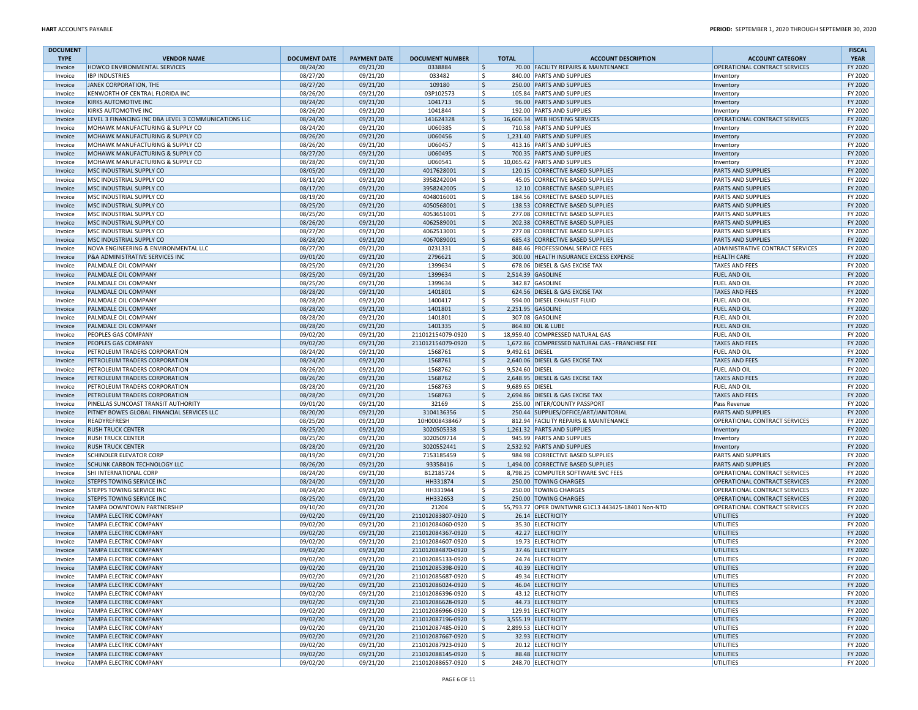| DOCUMENT TYPE | VENDOR NAME | DOCUMENT DATE | PAYMENT DATE | DOCUMENT NUMBER | TOTAL | ACCOUNT DESCRIPTION | ACCOUNT CATEGORY | FISCAL YEAR |
|---|---|---|---|---|---|---|---|---|
| Invoice | HOWCO ENVIRONMENTAL SERVICES | 08/24/20 | 09/21/20 | 0338884 | $ 70.00 | FACILITY REPAIRS & MAINTENANCE | OPERATIONAL CONTRACT SERVICES | FY 2020 |
| Invoice | IBP INDUSTRIES | 08/27/20 | 09/21/20 | 033482 | $ 840.00 | PARTS AND SUPPLIES | Inventory | FY 2020 |
| Invoice | JANEK CORPORATION, THE | 08/27/20 | 09/21/20 | 109180 | $ 250.00 | PARTS AND SUPPLIES | Inventory | FY 2020 |
| Invoice | KENWORTH OF CENTRAL FLORIDA INC | 08/26/20 | 09/21/20 | 03P102573 | $ 105.84 | PARTS AND SUPPLIES | Inventory | FY 2020 |
| Invoice | KIRKS AUTOMOTIVE INC | 08/24/20 | 09/21/20 | 1041713 | $ 96.00 | PARTS AND SUPPLIES | Inventory | FY 2020 |
| Invoice | KIRKS AUTOMOTIVE INC | 08/26/20 | 09/21/20 | 1041844 | $ 192.00 | PARTS AND SUPPLIES | Inventory | FY 2020 |
| Invoice | LEVEL 3 FINANCING INC DBA LEVEL 3 COMMUNICATIONS LLC | 08/24/20 | 09/21/20 | 141624328 | $ 16,606.34 | WEB HOSTING SERVICES | OPERATIONAL CONTRACT SERVICES | FY 2020 |
| Invoice | MOHAWK MANUFACTURING & SUPPLY CO | 08/24/20 | 09/21/20 | U060385 | $ 710.58 | PARTS AND SUPPLIES | Inventory | FY 2020 |
| Invoice | MOHAWK MANUFACTURING & SUPPLY CO | 08/26/20 | 09/21/20 | U060456 | $ 1,231.40 | PARTS AND SUPPLIES | Inventory | FY 2020 |
| Invoice | MOHAWK MANUFACTURING & SUPPLY CO | 08/26/20 | 09/21/20 | U060457 | $ 413.16 | PARTS AND SUPPLIES | Inventory | FY 2020 |
| Invoice | MOHAWK MANUFACTURING & SUPPLY CO | 08/27/20 | 09/21/20 | U060495 | $ 700.35 | PARTS AND SUPPLIES | Inventory | FY 2020 |
| Invoice | MOHAWK MANUFACTURING & SUPPLY CO | 08/28/20 | 09/21/20 | U060541 | $ 10,065.42 | PARTS AND SUPPLIES | Inventory | FY 2020 |
| Invoice | MSC INDUSTRIAL SUPPLY CO | 08/05/20 | 09/21/20 | 4017628001 | $ 120.15 | CORRECTIVE BASED SUPPLIES | PARTS AND SUPPLIES | FY 2020 |
| Invoice | MSC INDUSTRIAL SUPPLY CO | 08/11/20 | 09/21/20 | 3958242004 | $ 45.05 | CORRECTIVE BASED SUPPLIES | PARTS AND SUPPLIES | FY 2020 |
| Invoice | MSC INDUSTRIAL SUPPLY CO | 08/17/20 | 09/21/20 | 3958242005 | $ 12.10 | CORRECTIVE BASED SUPPLIES | PARTS AND SUPPLIES | FY 2020 |
| Invoice | MSC INDUSTRIAL SUPPLY CO | 08/19/20 | 09/21/20 | 4048016001 | $ 184.56 | CORRECTIVE BASED SUPPLIES | PARTS AND SUPPLIES | FY 2020 |
| Invoice | MSC INDUSTRIAL SUPPLY CO | 08/25/20 | 09/21/20 | 4050568001 | $ 138.53 | CORRECTIVE BASED SUPPLIES | PARTS AND SUPPLIES | FY 2020 |
| Invoice | MSC INDUSTRIAL SUPPLY CO | 08/25/20 | 09/21/20 | 4053651001 | $ 277.08 | CORRECTIVE BASED SUPPLIES | PARTS AND SUPPLIES | FY 2020 |
| Invoice | MSC INDUSTRIAL SUPPLY CO | 08/26/20 | 09/21/20 | 4062589001 | $ 202.38 | CORRECTIVE BASED SUPPLIES | PARTS AND SUPPLIES | FY 2020 |
| Invoice | MSC INDUSTRIAL SUPPLY CO | 08/27/20 | 09/21/20 | 4062513001 | $ 277.08 | CORRECTIVE BASED SUPPLIES | PARTS AND SUPPLIES | FY 2020 |
| Invoice | MSC INDUSTRIAL SUPPLY CO | 08/28/20 | 09/21/20 | 4067089001 | $ 685.43 | CORRECTIVE BASED SUPPLIES | PARTS AND SUPPLIES | FY 2020 |
| Invoice | NOVA ENGINEERING & ENVIRONMENTAL LLC | 08/27/20 | 09/21/20 | 0231331 | $ 848.46 | PROFESSIONAL SERVICE FEES | ADMINISTRATIVE CONTRACT SERVICES | FY 2020 |
| Invoice | P&A ADMINISTRATIVE SERVICES INC | 09/01/20 | 09/21/20 | 2796621 | $ 300.00 | HEALTH INSURANCE EXCESS EXPENSE | HEALTH CARE | FY 2020 |
| Invoice | PALMDALE OIL COMPANY | 08/25/20 | 09/21/20 | 1399634 | $ 678.06 | DIESEL & GAS EXCISE TAX | TAXES AND FEES | FY 2020 |
| Invoice | PALMDALE OIL COMPANY | 08/25/20 | 09/21/20 | 1399634 | $ 2,514.39 | GASOLINE | FUEL AND OIL | FY 2020 |
| Invoice | PALMDALE OIL COMPANY | 08/25/20 | 09/21/20 | 1399634 | $ 342.87 | GASOLINE | FUEL AND OIL | FY 2020 |
| Invoice | PALMDALE OIL COMPANY | 08/28/20 | 09/21/20 | 1401801 | $ 624.56 | DIESEL & GAS EXCISE TAX | TAXES AND FEES | FY 2020 |
| Invoice | PALMDALE OIL COMPANY | 08/28/20 | 09/21/20 | 1400417 | $ 594.00 | DIESEL EXHAUST FLUID | FUEL AND OIL | FY 2020 |
| Invoice | PALMDALE OIL COMPANY | 08/28/20 | 09/21/20 | 1401801 | $ 2,251.95 | GASOLINE | FUEL AND OIL | FY 2020 |
| Invoice | PALMDALE OIL COMPANY | 08/28/20 | 09/21/20 | 1401801 | $ 307.08 | GASOLINE | FUEL AND OIL | FY 2020 |
| Invoice | PALMDALE OIL COMPANY | 08/28/20 | 09/21/20 | 1401335 | $ 864.80 | OIL & LUBE | FUEL AND OIL | FY 2020 |
| Invoice | PEOPLES GAS COMPANY | 09/02/20 | 09/21/20 | 211012154079-0920 | $ 18,959.40 | COMPRESSED NATURAL GAS | FUEL AND OIL | FY 2020 |
| Invoice | PEOPLES GAS COMPANY | 09/02/20 | 09/21/20 | 211012154079-0920 | $ 1,672.86 | COMPRESSED NATURAL GAS - FRANCHISE FEE | TAXES AND FEES | FY 2020 |
| Invoice | PETROLEUM TRADERS CORPORATION | 08/24/20 | 09/21/20 | 1568761 | $ 9,492.61 | DIESEL | FUEL AND OIL | FY 2020 |
| Invoice | PETROLEUM TRADERS CORPORATION | 08/24/20 | 09/21/20 | 1568761 | $ 2,640.06 | DIESEL & GAS EXCISE TAX | TAXES AND FEES | FY 2020 |
| Invoice | PETROLEUM TRADERS CORPORATION | 08/26/20 | 09/21/20 | 1568762 | $ 9,524.60 | DIESEL | FUEL AND OIL | FY 2020 |
| Invoice | PETROLEUM TRADERS CORPORATION | 08/26/20 | 09/21/20 | 1568762 | $ 2,648.95 | DIESEL & GAS EXCISE TAX | TAXES AND FEES | FY 2020 |
| Invoice | PETROLEUM TRADERS CORPORATION | 08/28/20 | 09/21/20 | 1568763 | $ 9,689.65 | DIESEL | FUEL AND OIL | FY 2020 |
| Invoice | PETROLEUM TRADERS CORPORATION | 08/28/20 | 09/21/20 | 1568763 | $ 2,694.86 | DIESEL & GAS EXCISE TAX | TAXES AND FEES | FY 2020 |
| Invoice | PINELLAS SUNCOAST TRANSIT AUTHORITY | 09/01/20 | 09/21/20 | 32169 | $ 255.00 | INTER/COUNTY PASSPORT | Pass Revenue | FY 2020 |
| Invoice | PITNEY BOWES GLOBAL FINANCIAL SERVICES LLC | 08/20/20 | 09/21/20 | 3104136356 | $ 250.44 | SUPPLIES/OFFICE/ART/JANITORIAL | PARTS AND SUPPLIES | FY 2020 |
| Invoice | READYREFRESH | 08/25/20 | 09/21/20 | 10H0008438467 | $ 812.94 | FACILITY REPAIRS & MAINTENANCE | OPERATIONAL CONTRACT SERVICES | FY 2020 |
| Invoice | RUSH TRUCK CENTER | 08/25/20 | 09/21/20 | 3020505338 | $ 1,261.32 | PARTS AND SUPPLIES | Inventory | FY 2020 |
| Invoice | RUSH TRUCK CENTER | 08/25/20 | 09/21/20 | 3020509714 | $ 945.99 | PARTS AND SUPPLIES | Inventory | FY 2020 |
| Invoice | RUSH TRUCK CENTER | 08/28/20 | 09/21/20 | 3020552441 | $ 2,532.92 | PARTS AND SUPPLIES | Inventory | FY 2020 |
| Invoice | SCHINDLER ELEVATOR CORP | 08/19/20 | 09/21/20 | 7153185459 | $ 984.98 | CORRECTIVE BASED SUPPLIES | PARTS AND SUPPLIES | FY 2020 |
| Invoice | SCHUNK CARBON TECHNOLOGY LLC | 08/26/20 | 09/21/20 | 93358416 | $ 1,494.00 | CORRECTIVE BASED SUPPLIES | PARTS AND SUPPLIES | FY 2020 |
| Invoice | SHI INTERNATIONAL CORP | 08/24/20 | 09/21/20 | B12185724 | $ 8,798.25 | COMPUTER SOFTWARE SVC FEES | OPERATIONAL CONTRACT SERVICES | FY 2020 |
| Invoice | STEPPS TOWING SERVICE INC | 08/24/20 | 09/21/20 | HH331874 | $ 250.00 | TOWING CHARGES | OPERATIONAL CONTRACT SERVICES | FY 2020 |
| Invoice | STEPPS TOWING SERVICE INC | 08/24/20 | 09/21/20 | HH331944 | $ 250.00 | TOWING CHARGES | OPERATIONAL CONTRACT SERVICES | FY 2020 |
| Invoice | STEPPS TOWING SERVICE INC | 08/25/20 | 09/21/20 | HH332653 | $ 250.00 | TOWING CHARGES | OPERATIONAL CONTRACT SERVICES | FY 2020 |
| Invoice | TAMPA DOWNTOWN PARTNERSHIP | 09/10/20 | 09/21/20 | 21204 | $ 55,793.77 | OPER DWNTWNR G1C13 443425-18401 Non-NTD | OPERATIONAL CONTRACT SERVICES | FY 2020 |
| Invoice | TAMPA ELECTRIC COMPANY | 09/02/20 | 09/21/20 | 211012083807-0920 | $ 26.14 | ELECTRICITY | UTILITIES | FY 2020 |
| Invoice | TAMPA ELECTRIC COMPANY | 09/02/20 | 09/21/20 | 211012084060-0920 | $ 35.30 | ELECTRICITY | UTILITIES | FY 2020 |
| Invoice | TAMPA ELECTRIC COMPANY | 09/02/20 | 09/21/20 | 211012084367-0920 | $ 42.27 | ELECTRICITY | UTILITIES | FY 2020 |
| Invoice | TAMPA ELECTRIC COMPANY | 09/02/20 | 09/21/20 | 211012084607-0920 | $ 19.73 | ELECTRICITY | UTILITIES | FY 2020 |
| Invoice | TAMPA ELECTRIC COMPANY | 09/02/20 | 09/21/20 | 211012084870-0920 | $ 37.46 | ELECTRICITY | UTILITIES | FY 2020 |
| Invoice | TAMPA ELECTRIC COMPANY | 09/02/20 | 09/21/20 | 211012085133-0920 | $ 24.74 | ELECTRICITY | UTILITIES | FY 2020 |
| Invoice | TAMPA ELECTRIC COMPANY | 09/02/20 | 09/21/20 | 211012085398-0920 | $ 40.39 | ELECTRICITY | UTILITIES | FY 2020 |
| Invoice | TAMPA ELECTRIC COMPANY | 09/02/20 | 09/21/20 | 211012085687-0920 | $ 49.34 | ELECTRICITY | UTILITIES | FY 2020 |
| Invoice | TAMPA ELECTRIC COMPANY | 09/02/20 | 09/21/20 | 211012086024-0920 | $ 46.04 | ELECTRICITY | UTILITIES | FY 2020 |
| Invoice | TAMPA ELECTRIC COMPANY | 09/02/20 | 09/21/20 | 211012086396-0920 | $ 43.12 | ELECTRICITY | UTILITIES | FY 2020 |
| Invoice | TAMPA ELECTRIC COMPANY | 09/02/20 | 09/21/20 | 211012086628-0920 | $ 44.73 | ELECTRICITY | UTILITIES | FY 2020 |
| Invoice | TAMPA ELECTRIC COMPANY | 09/02/20 | 09/21/20 | 211012086966-0920 | $ 129.91 | ELECTRICITY | UTILITIES | FY 2020 |
| Invoice | TAMPA ELECTRIC COMPANY | 09/02/20 | 09/21/20 | 211012087196-0920 | $ 3,555.19 | ELECTRICITY | UTILITIES | FY 2020 |
| Invoice | TAMPA ELECTRIC COMPANY | 09/02/20 | 09/21/20 | 211012087485-0920 | $ 2,899.53 | ELECTRICITY | UTILITIES | FY 2020 |
| Invoice | TAMPA ELECTRIC COMPANY | 09/02/20 | 09/21/20 | 211012087667-0920 | $ 32.93 | ELECTRICITY | UTILITIES | FY 2020 |
| Invoice | TAMPA ELECTRIC COMPANY | 09/02/20 | 09/21/20 | 211012087923-0920 | $ 20.12 | ELECTRICITY | UTILITIES | FY 2020 |
| Invoice | TAMPA ELECTRIC COMPANY | 09/02/20 | 09/21/20 | 211012088145-0920 | $ 88.48 | ELECTRICITY | UTILITIES | FY 2020 |
| Invoice | TAMPA ELECTRIC COMPANY | 09/02/20 | 09/21/20 | 211012088657-0920 | $ 248.70 | ELECTRICITY | UTILITIES | FY 2020 |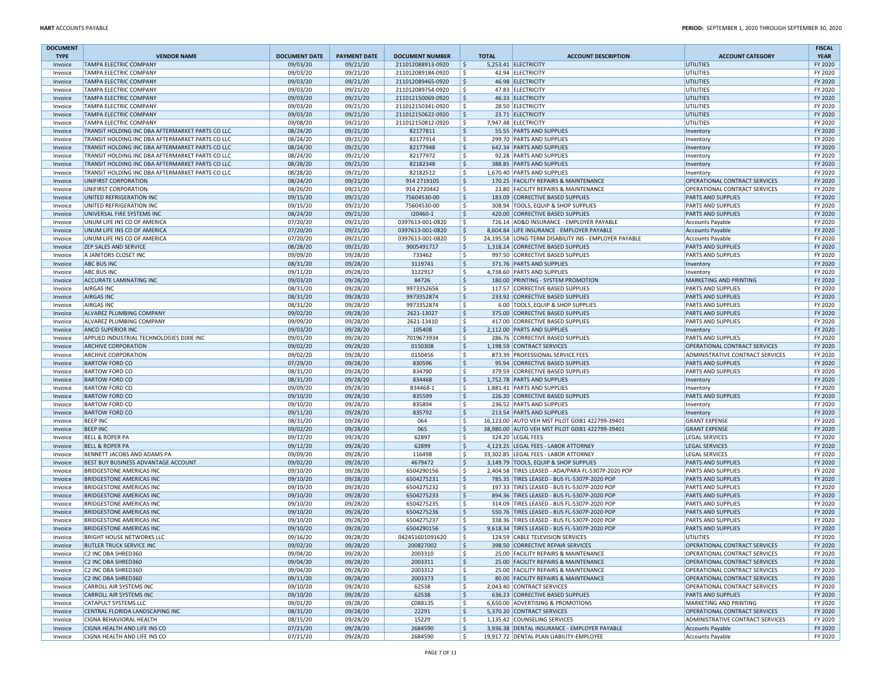| DOCUMENT TYPE | VENDOR NAME | DOCUMENT DATE | PAYMENT DATE | DOCUMENT NUMBER | TOTAL | ACCOUNT DESCRIPTION | ACCOUNT CATEGORY | FISCAL YEAR |
|---|---|---|---|---|---|---|---|---|
| Invoice | TAMPA ELECTRIC COMPANY | 09/03/20 | 09/21/20 | 211012088913-0920 | $ 5,253.41 | ELECTRICITY | UTILITIES | FY 2020 |
| Invoice | TAMPA ELECTRIC COMPANY | 09/03/20 | 09/21/20 | 211012089184-0920 | $ 42.94 | ELECTRICITY | UTILITIES | FY 2020 |
| Invoice | TAMPA ELECTRIC COMPANY | 09/03/20 | 09/21/20 | 211012089465-0920 | $ 46.98 | ELECTRICITY | UTILITIES | FY 2020 |
| Invoice | TAMPA ELECTRIC COMPANY | 09/03/20 | 09/21/20 | 211012089754-0920 | $ 47.83 | ELECTRICITY | UTILITIES | FY 2020 |
| Invoice | TAMPA ELECTRIC COMPANY | 09/03/20 | 09/21/20 | 211012150069-0920 | $ 46.33 | ELECTRICITY | UTILITIES | FY 2020 |
| Invoice | TAMPA ELECTRIC COMPANY | 09/03/20 | 09/21/20 | 211012150341-0920 | $ 28.50 | ELECTRICITY | UTILITIES | FY 2020 |
| Invoice | TAMPA ELECTRIC COMPANY | 09/03/20 | 09/21/20 | 211012150622-0920 | $ 23.71 | ELECTRICITY | UTILITIES | FY 2020 |
| Invoice | TAMPA ELECTRIC COMPANY | 09/08/20 | 09/21/20 | 211012150812-0920 | $ 7,947.48 | ELECTRICITY | UTILITIES | FY 2020 |
| Invoice | TRANSIT HOLDING INC DBA AFTERMARKET PARTS CO LLC | 08/24/20 | 09/21/20 | 82177811 | $ 55.55 | PARTS AND SUPPLIES | Inventory | FY 2020 |
| Invoice | TRANSIT HOLDING INC DBA AFTERMARKET PARTS CO LLC | 08/24/20 | 09/21/20 | 82177914 | $ 299.70 | PARTS AND SUPPLIES | Inventory | FY 2020 |
| Invoice | TRANSIT HOLDING INC DBA AFTERMARKET PARTS CO LLC | 08/24/20 | 09/21/20 | 82177948 | $ 642.34 | PARTS AND SUPPLIES | Inventory | FY 2020 |
| Invoice | TRANSIT HOLDING INC DBA AFTERMARKET PARTS CO LLC | 08/24/20 | 09/21/20 | 82177972 | $ 92.28 | PARTS AND SUPPLIES | Inventory | FY 2020 |
| Invoice | TRANSIT HOLDING INC DBA AFTERMARKET PARTS CO LLC | 08/28/20 | 09/21/20 | 82182348 | $ 388.85 | PARTS AND SUPPLIES | Inventory | FY 2020 |
| Invoice | TRANSIT HOLDING INC DBA AFTERMARKET PARTS CO LLC | 08/28/20 | 09/21/20 | 82182512 | $ 1,670.40 | PARTS AND SUPPLIES | Inventory | FY 2020 |
| Invoice | UNIFIRST CORPORATION | 08/24/20 | 09/21/20 | 914 2719105 | $ 170.25 | FACILITY REPAIRS & MAINTENANCE | OPERATIONAL CONTRACT SERVICES | FY 2020 |
| Invoice | UNIFIRST CORPORATION | 08/26/20 | 09/21/20 | 914 2720442 | $ 23.80 | FACILITY REPAIRS & MAINTENANCE | OPERATIONAL CONTRACT SERVICES | FY 2020 |
| Invoice | UNITED REFRIGERATION INC | 09/15/20 | 09/21/20 | 75604530-00 | $ 183.09 | CORRECTIVE BASED SUPPLIES | PARTS AND SUPPLIES | FY 2020 |
| Invoice | UNITED REFRIGERATION INC | 09/15/20 | 09/21/20 | 75604530-00 | $ 308.94 | TOOLS, EQUIP & SHOP SUPPLIES | PARTS AND SUPPLIES | FY 2020 |
| Invoice | UNIVERSAL FIRE SYSTEMS INC | 08/24/20 | 09/21/20 | I20460-1 | $ 420.00 | CORRECTIVE BASED SUPPLIES | PARTS AND SUPPLIES | FY 2020 |
| Invoice | UNUM LIFE INS CO OF AMERICA | 07/20/20 | 09/21/20 | 0397613-001-0820 | $ 726.14 | AD&D INSURANCE - EMPLOYER PAYABLE | Accounts Payable | FY 2020 |
| Invoice | UNUM LIFE INS CO OF AMERICA | 07/20/20 | 09/21/20 | 0397613-001-0820 | $ 8,604.84 | LIFE INSURANCE - EMPLOYER PAYABLE | Accounts Payable | FY 2020 |
| Invoice | UNUM LIFE INS CO OF AMERICA | 07/20/20 | 09/21/20 | 0397613-001-0820 | $ 24,195.58 | LONG-TERM DISABILITY INS - EMPLOYER PAYABLE | Accounts Payable | FY 2020 |
| Invoice | ZEP SALES AND SERVICE | 08/28/20 | 09/21/20 | 9005491717 | $ 1,318.24 | CORRECTIVE BASED SUPPLIES | PARTS AND SUPPLIES | FY 2020 |
| Invoice | A JANITORS CLOSET INC | 09/09/20 | 09/28/20 | 733462 | $ 997.50 | CORRECTIVE BASED SUPPLIES | PARTS AND SUPPLIES | FY 2020 |
| Invoice | ABC BUS INC | 08/31/20 | 09/28/20 | 3119741 | $ 371.76 | PARTS AND SUPPLIES | Inventory | FY 2020 |
| Invoice | ABC BUS INC | 09/11/20 | 09/28/20 | 3122917 | $ 4,738.60 | PARTS AND SUPPLIES | Inventory | FY 2020 |
| Invoice | ACCURATE LAMINATING INC | 09/03/20 | 09/28/20 | 84726 | $ 180.00 | PRINTING - SYSTEM PROMOTION | MARKETING AND PRINTING | FY 2020 |
| Invoice | AIRGAS INC | 08/31/20 | 09/28/20 | 9973352656 | $ 117.57 | CORRECTIVE BASED SUPPLIES | PARTS AND SUPPLIES | FY 2020 |
| Invoice | AIRGAS INC | 08/31/20 | 09/28/20 | 9973352874 | $ 233.92 | CORRECTIVE BASED SUPPLIES | PARTS AND SUPPLIES | FY 2020 |
| Invoice | AIRGAS INC | 08/31/20 | 09/28/20 | 9973352874 | $ 6.00 | TOOLS, EQUIP & SHOP SUPPLIES | PARTS AND SUPPLIES | FY 2020 |
| Invoice | ALVAREZ PLUMBING COMPANY | 09/02/20 | 09/28/20 | 2621-13027 | $ 375.00 | CORRECTIVE BASED SUPPLIES | PARTS AND SUPPLIES | FY 2020 |
| Invoice | ALVAREZ PLUMBING COMPANY | 09/09/20 | 09/28/20 | 2621-13410 | $ 417.00 | CORRECTIVE BASED SUPPLIES | PARTS AND SUPPLIES | FY 2020 |
| Invoice | ANCO SUPERIOR INC | 09/03/20 | 09/28/20 | 105408 | $ 2,112.00 | PARTS AND SUPPLIES | Inventory | FY 2020 |
| Invoice | APPLIED INDUSTRIAL TECHNOLOGIES DIXIE INC | 09/01/20 | 09/28/20 | 7019673934 | $ 286.76 | CORRECTIVE BASED SUPPLIES | PARTS AND SUPPLIES | FY 2020 |
| Invoice | ARCHIVE CORPORATION | 09/02/20 | 09/28/20 | 0150308 | $ 1,198.59 | CONTRACT SERVICES | OPERATIONAL CONTRACT SERVICES | FY 2020 |
| Invoice | ARCHIVE CORPORATION | 09/02/20 | 09/28/20 | 0150456 | $ 873.39 | PROFESSIONAL SERVICE FEES | ADMINISTRATIVE CONTRACT SERVICES | FY 2020 |
| Invoice | BARTOW FORD CO | 07/29/20 | 09/28/20 | 830596 | $ 95.94 | CORRECTIVE BASED SUPPLIES | PARTS AND SUPPLIES | FY 2020 |
| Invoice | BARTOW FORD CO | 08/31/20 | 09/28/20 | 834790 | $ 379.59 | CORRECTIVE BASED SUPPLIES | PARTS AND SUPPLIES | FY 2020 |
| Invoice | BARTOW FORD CO | 08/31/20 | 09/28/20 | 834468 | $ 1,752.78 | PARTS AND SUPPLIES | Inventory | FY 2020 |
| Invoice | BARTOW FORD CO | 09/09/20 | 09/28/20 | 834468-1 | $ 1,881.41 | PARTS AND SUPPLIES | Inventory | FY 2020 |
| Invoice | BARTOW FORD CO | 09/10/20 | 09/28/20 | 835599 | $ 226.20 | CORRECTIVE BASED SUPPLIES | PARTS AND SUPPLIES | FY 2020 |
| Invoice | BARTOW FORD CO | 09/10/20 | 09/28/20 | 835894 | $ 236.52 | PARTS AND SUPPLIES | Inventory | FY 2020 |
| Invoice | BARTOW FORD CO | 09/11/20 | 09/28/20 | 835792 | $ 213.54 | PARTS AND SUPPLIES | Inventory | FY 2020 |
| Invoice | BEEP INC | 08/31/20 | 09/28/20 | 064 | $ 16,123.00 | AUTO VEH MST PILOT G0I81 422799-39401 | GRANT EXPENSE | FY 2020 |
| Invoice | BEEP INC | 09/02/20 | 09/28/20 | 065 | $ 38,980.00 | AUTO VEH MST PILOT G0I81 422799-39401 | GRANT EXPENSE | FY 2020 |
| Invoice | BELL & ROPER PA | 09/12/20 | 09/28/20 | 62897 | $ 324.20 | LEGAL FEES | LEGAL SERVICES | FY 2020 |
| Invoice | BELL & ROPER PA | 09/12/20 | 09/28/20 | 62899 | $ 4,123.25 | LEGAL FEES - LABOR ATTORNEY | LEGAL SERVICES | FY 2020 |
| Invoice | BENNETT JACOBS AND ADAMS PA | 09/09/20 | 09/28/20 | 116498 | $ 33,302.85 | LEGAL FEES - LABOR ATTORNEY | LEGAL SERVICES | FY 2020 |
| Invoice | BEST BUY BUSINESS ADVANTAGE ACCOUNT | 09/02/20 | 09/28/20 | 4679472 | $ 3,149.79 | TOOLS, EQUIP & SHOP SUPPLIES | PARTS AND SUPPLIES | FY 2020 |
| Invoice | BRIDGESTONE AMERICAS INC | 09/10/20 | 09/28/20 | 6504290156 | $ 2,404.58 | TIRES LEASED - ADA/PARA FL-5307P-2020 POP | PARTS AND SUPPLIES | FY 2020 |
| Invoice | BRIDGESTONE AMERICAS INC | 09/10/20 | 09/28/20 | 6504275231 | $ 785.35 | TIRES LEASED - BUS FL-5307P-2020 POP | PARTS AND SUPPLIES | FY 2020 |
| Invoice | BRIDGESTONE AMERICAS INC | 09/10/20 | 09/28/20 | 6504275232 | $ 197.33 | TIRES LEASED - BUS FL-5307P-2020 POP | PARTS AND SUPPLIES | FY 2020 |
| Invoice | BRIDGESTONE AMERICAS INC | 09/10/20 | 09/28/20 | 6504275233 | $ 894.36 | TIRES LEASED - BUS FL-5307P-2020 POP | PARTS AND SUPPLIES | FY 2020 |
| Invoice | BRIDGESTONE AMERICAS INC | 09/10/20 | 09/28/20 | 6504275235 | $ 314.09 | TIRES LEASED - BUS FL-5307P-2020 POP | PARTS AND SUPPLIES | FY 2020 |
| Invoice | BRIDGESTONE AMERICAS INC | 09/10/20 | 09/28/20 | 6504275236 | $ 550.76 | TIRES LEASED - BUS FL-5307P-2020 POP | PARTS AND SUPPLIES | FY 2020 |
| Invoice | BRIDGESTONE AMERICAS INC | 09/10/20 | 09/28/20 | 6504275237 | $ 338.36 | TIRES LEASED - BUS FL-5307P-2020 POP | PARTS AND SUPPLIES | FY 2020 |
| Invoice | BRIDGESTONE AMERICAS INC | 09/10/20 | 09/28/20 | 6504290156 | $ 9,618.34 | TIRES LEASED - BUS FL-5307P-2020 POP | PARTS AND SUPPLIES | FY 2020 |
| Invoice | BRIGHT HOUSE NETWORKS LLC | 09/16/20 | 09/28/20 | 042451601091620 | $ 124.59 | CABLE TELEVISION SERVICES | UTILITIES | FY 2020 |
| Invoice | BUTLER TRUCK SERVICE INC | 09/02/20 | 09/28/20 | 200827002 | $ 398.50 | CORRECTIVE REPAIR SERVICES | OPERATIONAL CONTRACT SERVICES | FY 2020 |
| Invoice | C2 INC DBA SHRED360 | 09/04/20 | 09/28/20 | 2003310 | $ 25.00 | FACILITY REPAIRS & MAINTENANCE | OPERATIONAL CONTRACT SERVICES | FY 2020 |
| Invoice | C2 INC DBA SHRED360 | 09/04/20 | 09/28/20 | 2003311 | $ 25.00 | FACILITY REPAIRS & MAINTENANCE | OPERATIONAL CONTRACT SERVICES | FY 2020 |
| Invoice | C2 INC DBA SHRED360 | 09/04/20 | 09/28/20 | 2003312 | $ 25.00 | FACILITY REPAIRS & MAINTENANCE | OPERATIONAL CONTRACT SERVICES | FY 2020 |
| Invoice | C2 INC DBA SHRED360 | 09/11/20 | 09/28/20 | 2003373 | $ 80.00 | FACILITY REPAIRS & MAINTENANCE | OPERATIONAL CONTRACT SERVICES | FY 2020 |
| Invoice | CARROLL AIR SYSTEMS INC | 09/10/20 | 09/28/20 | 62538 | $ 2,043.40 | CONTRACT SERVICES | OPERATIONAL CONTRACT SERVICES | FY 2020 |
| Invoice | CARROLL AIR SYSTEMS INC | 09/10/20 | 09/28/20 | 62538 | $ 636.23 | CORRECTIVE BASED SUPPLIES | PARTS AND SUPPLIES | FY 2020 |
| Invoice | CATAPULT SYSTEMS LLC | 09/01/20 | 09/28/20 | C088135 | $ 6,650.00 | ADVERTISING & PROMOTIONS | MARKETING AND PRINTING | FY 2020 |
| Invoice | CENTRAL FLORIDA LANDSCAPING INC | 08/31/20 | 09/28/20 | 22291 | $ 5,370.20 | CONTRACT SERVICES | OPERATIONAL CONTRACT SERVICES | FY 2020 |
| Invoice | CIGNA BEHAVIORAL HEALTH | 08/15/20 | 09/28/20 | 15229 | $ 1,135.42 | COUNSELING SERVICES | ADMINISTRATIVE CONTRACT SERVICES | FY 2020 |
| Invoice | CIGNA HEALTH AND LIFE INS CO | 07/21/20 | 09/28/20 | 2684590 | $ 3,936.38 | DENTAL INSURANCE - EMPLOYER PAYABLE | Accounts Payable | FY 2020 |
| Invoice | CIGNA HEALTH AND LIFE INS CO | 07/21/20 | 09/28/20 | 2684590 | $ 19,917.72 | DENTAL PLAN LIABILITY-EMPLOYEE | Accounts Payable | FY 2020 |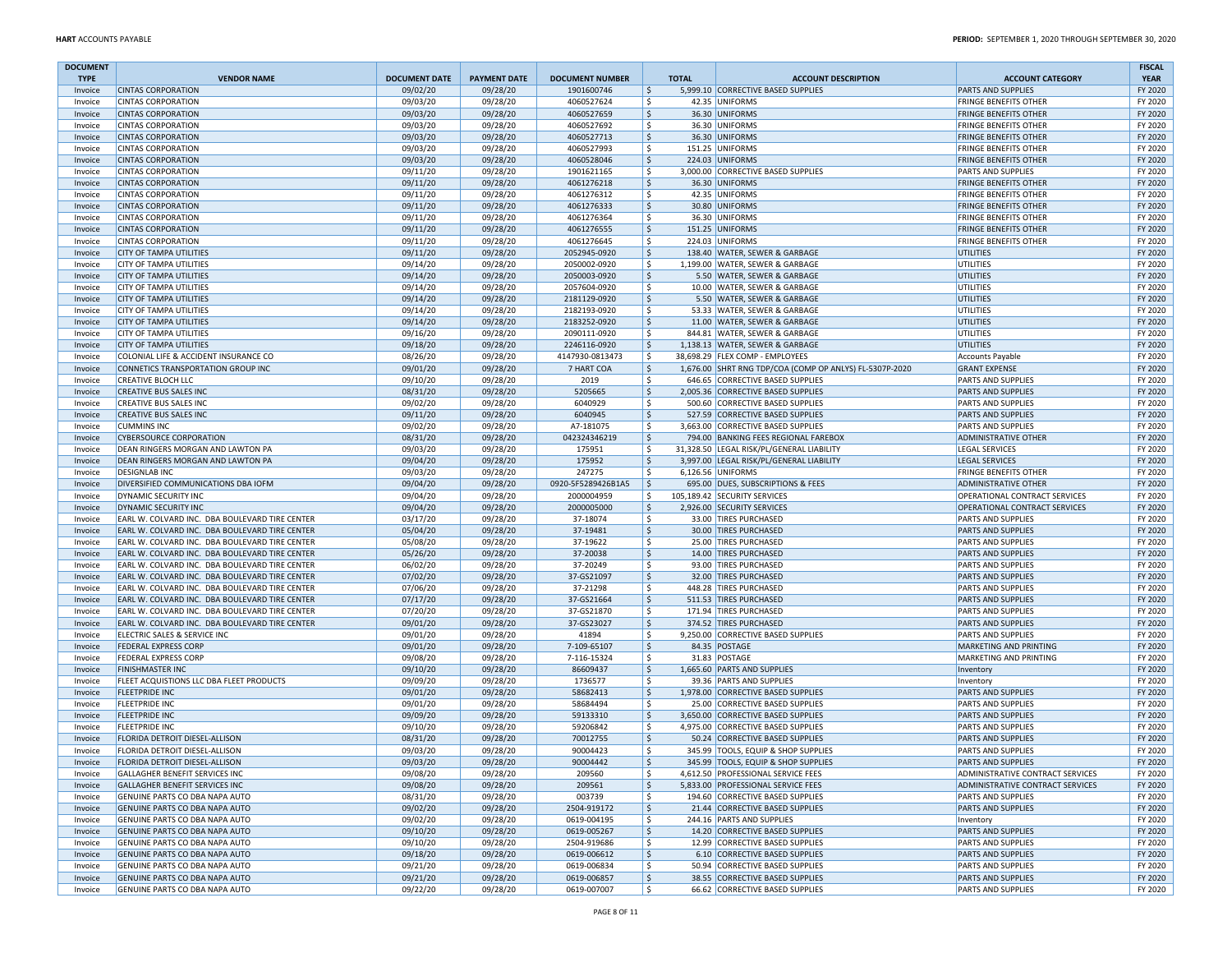| DOCUMENT TYPE | VENDOR NAME | DOCUMENT DATE | PAYMENT DATE | DOCUMENT NUMBER | TOTAL | ACCOUNT DESCRIPTION | ACCOUNT CATEGORY | FISCAL YEAR |
|---|---|---|---|---|---|---|---|---|
| Invoice | CINTAS CORPORATION | 09/02/20 | 09/28/20 | 1901600746 | $ 5,999.10 | CORRECTIVE BASED SUPPLIES | PARTS AND SUPPLIES | FY 2020 |
| Invoice | CINTAS CORPORATION | 09/03/20 | 09/28/20 | 4060527624 | $ 42.35 | UNIFORMS | FRINGE BENEFITS OTHER | FY 2020 |
| Invoice | CINTAS CORPORATION | 09/03/20 | 09/28/20 | 4060527659 | $ 36.30 | UNIFORMS | FRINGE BENEFITS OTHER | FY 2020 |
| Invoice | CINTAS CORPORATION | 09/03/20 | 09/28/20 | 4060527692 | $ 36.30 | UNIFORMS | FRINGE BENEFITS OTHER | FY 2020 |
| Invoice | CINTAS CORPORATION | 09/03/20 | 09/28/20 | 4060527713 | $ 36.30 | UNIFORMS | FRINGE BENEFITS OTHER | FY 2020 |
| Invoice | CINTAS CORPORATION | 09/03/20 | 09/28/20 | 4060527993 | $ 151.25 | UNIFORMS | FRINGE BENEFITS OTHER | FY 2020 |
| Invoice | CINTAS CORPORATION | 09/03/20 | 09/28/20 | 4060528046 | $ 224.03 | UNIFORMS | FRINGE BENEFITS OTHER | FY 2020 |
| Invoice | CINTAS CORPORATION | 09/11/20 | 09/28/20 | 1901621165 | $ 3,000.00 | CORRECTIVE BASED SUPPLIES | PARTS AND SUPPLIES | FY 2020 |
| Invoice | CINTAS CORPORATION | 09/11/20 | 09/28/20 | 4061276218 | $ 36.30 | UNIFORMS | FRINGE BENEFITS OTHER | FY 2020 |
| Invoice | CINTAS CORPORATION | 09/11/20 | 09/28/20 | 4061276312 | $ 42.35 | UNIFORMS | FRINGE BENEFITS OTHER | FY 2020 |
| Invoice | CINTAS CORPORATION | 09/11/20 | 09/28/20 | 4061276333 | $ 30.80 | UNIFORMS | FRINGE BENEFITS OTHER | FY 2020 |
| Invoice | CINTAS CORPORATION | 09/11/20 | 09/28/20 | 4061276364 | $ 36.30 | UNIFORMS | FRINGE BENEFITS OTHER | FY 2020 |
| Invoice | CINTAS CORPORATION | 09/11/20 | 09/28/20 | 4061276555 | $ 151.25 | UNIFORMS | FRINGE BENEFITS OTHER | FY 2020 |
| Invoice | CINTAS CORPORATION | 09/11/20 | 09/28/20 | 4061276645 | $ 224.03 | UNIFORMS | FRINGE BENEFITS OTHER | FY 2020 |
| Invoice | CITY OF TAMPA UTILITIES | 09/11/20 | 09/28/20 | 2052945-0920 | $ 138.40 | WATER, SEWER & GARBAGE | UTILITIES | FY 2020 |
| Invoice | CITY OF TAMPA UTILITIES | 09/14/20 | 09/28/20 | 2050002-0920 | $ 1,199.00 | WATER, SEWER & GARBAGE | UTILITIES | FY 2020 |
| Invoice | CITY OF TAMPA UTILITIES | 09/14/20 | 09/28/20 | 2050003-0920 | $ 5.50 | WATER, SEWER & GARBAGE | UTILITIES | FY 2020 |
| Invoice | CITY OF TAMPA UTILITIES | 09/14/20 | 09/28/20 | 2057604-0920 | $ 10.00 | WATER, SEWER & GARBAGE | UTILITIES | FY 2020 |
| Invoice | CITY OF TAMPA UTILITIES | 09/14/20 | 09/28/20 | 2181129-0920 | $ 5.50 | WATER, SEWER & GARBAGE | UTILITIES | FY 2020 |
| Invoice | CITY OF TAMPA UTILITIES | 09/14/20 | 09/28/20 | 2182193-0920 | $ 53.33 | WATER, SEWER & GARBAGE | UTILITIES | FY 2020 |
| Invoice | CITY OF TAMPA UTILITIES | 09/14/20 | 09/28/20 | 2183252-0920 | $ 11.00 | WATER, SEWER & GARBAGE | UTILITIES | FY 2020 |
| Invoice | CITY OF TAMPA UTILITIES | 09/16/20 | 09/28/20 | 2090111-0920 | $ 844.81 | WATER, SEWER & GARBAGE | UTILITIES | FY 2020 |
| Invoice | CITY OF TAMPA UTILITIES | 09/18/20 | 09/28/20 | 2246116-0920 | $ 1,138.13 | WATER, SEWER & GARBAGE | UTILITIES | FY 2020 |
| Invoice | COLONIAL LIFE & ACCIDENT INSURANCE CO | 08/26/20 | 09/28/20 | 4147930-0813473 | $ 38,698.29 | FLEX COMP - EMPLOYEES | Accounts Payable | FY 2020 |
| Invoice | CONNETICS TRANSPORTATION GROUP INC | 09/01/20 | 09/28/20 | 7 HART COA | $ 1,676.00 | SHRT RNG TDP/COA (COMP OP ANLYS) FL-5307P-2020 | GRANT EXPENSE | FY 2020 |
| Invoice | CREATIVE BLOCH LLC | 09/10/20 | 09/28/20 | 2019 | $ 646.65 | CORRECTIVE BASED SUPPLIES | PARTS AND SUPPLIES | FY 2020 |
| Invoice | CREATIVE BUS SALES INC | 08/31/20 | 09/28/20 | 5205665 | $ 2,005.36 | CORRECTIVE BASED SUPPLIES | PARTS AND SUPPLIES | FY 2020 |
| Invoice | CREATIVE BUS SALES INC | 09/02/20 | 09/28/20 | 6040929 | $ 500.60 | CORRECTIVE BASED SUPPLIES | PARTS AND SUPPLIES | FY 2020 |
| Invoice | CREATIVE BUS SALES INC | 09/11/20 | 09/28/20 | 6040945 | $ 527.59 | CORRECTIVE BASED SUPPLIES | PARTS AND SUPPLIES | FY 2020 |
| Invoice | CUMMINS INC | 09/02/20 | 09/28/20 | A7-181075 | $ 3,663.00 | CORRECTIVE BASED SUPPLIES | PARTS AND SUPPLIES | FY 2020 |
| Invoice | CYBERSOURCE CORPORATION | 08/31/20 | 09/28/20 | 042324346219 | $ 794.00 | BANKING FEES REGIONAL FAREBOX | ADMINISTRATIVE OTHER | FY 2020 |
| Invoice | DEAN RINGERS MORGAN AND LAWTON PA | 09/03/20 | 09/28/20 | 175951 | $ 31,328.50 | LEGAL RISK/PL/GENERAL LIABILITY | LEGAL SERVICES | FY 2020 |
| Invoice | DEAN RINGERS MORGAN AND LAWTON PA | 09/04/20 | 09/28/20 | 175952 | $ 3,997.00 | LEGAL RISK/PL/GENERAL LIABILITY | LEGAL SERVICES | FY 2020 |
| Invoice | DESIGNLAB INC | 09/03/20 | 09/28/20 | 247275 | $ 6,126.56 | UNIFORMS | FRINGE BENEFITS OTHER | FY 2020 |
| Invoice | DIVERSIFIED COMMUNICATIONS DBA IOFM | 09/04/20 | 09/28/20 | 0920-5F5289426B1A5 | $ 695.00 | DUES, SUBSCRIPTIONS & FEES | ADMINISTRATIVE OTHER | FY 2020 |
| Invoice | DYNAMIC SECURITY INC | 09/04/20 | 09/28/20 | 2000004959 | $ 105,189.42 | SECURITY SERVICES | OPERATIONAL CONTRACT SERVICES | FY 2020 |
| Invoice | DYNAMIC SECURITY INC | 09/04/20 | 09/28/20 | 2000005000 | $ 2,926.00 | SECURITY SERVICES | OPERATIONAL CONTRACT SERVICES | FY 2020 |
| Invoice | EARL W. COLVARD INC. DBA BOULEVARD TIRE CENTER | 03/17/20 | 09/28/20 | 37-18074 | $ 33.00 | TIRES PURCHASED | PARTS AND SUPPLIES | FY 2020 |
| Invoice | EARL W. COLVARD INC. DBA BOULEVARD TIRE CENTER | 05/04/20 | 09/28/20 | 37-19481 | $ 30.00 | TIRES PURCHASED | PARTS AND SUPPLIES | FY 2020 |
| Invoice | EARL W. COLVARD INC. DBA BOULEVARD TIRE CENTER | 05/08/20 | 09/28/20 | 37-19622 | $ 25.00 | TIRES PURCHASED | PARTS AND SUPPLIES | FY 2020 |
| Invoice | EARL W. COLVARD INC. DBA BOULEVARD TIRE CENTER | 05/26/20 | 09/28/20 | 37-20038 | $ 14.00 | TIRES PURCHASED | PARTS AND SUPPLIES | FY 2020 |
| Invoice | EARL W. COLVARD INC. DBA BOULEVARD TIRE CENTER | 06/02/20 | 09/28/20 | 37-20249 | $ 93.00 | TIRES PURCHASED | PARTS AND SUPPLIES | FY 2020 |
| Invoice | EARL W. COLVARD INC. DBA BOULEVARD TIRE CENTER | 07/02/20 | 09/28/20 | 37-GS21097 | $ 32.00 | TIRES PURCHASED | PARTS AND SUPPLIES | FY 2020 |
| Invoice | EARL W. COLVARD INC. DBA BOULEVARD TIRE CENTER | 07/06/20 | 09/28/20 | 37-21298 | $ 448.28 | TIRES PURCHASED | PARTS AND SUPPLIES | FY 2020 |
| Invoice | EARL W. COLVARD INC. DBA BOULEVARD TIRE CENTER | 07/17/20 | 09/28/20 | 37-GS21664 | $ 511.53 | TIRES PURCHASED | PARTS AND SUPPLIES | FY 2020 |
| Invoice | EARL W. COLVARD INC. DBA BOULEVARD TIRE CENTER | 07/20/20 | 09/28/20 | 37-GS21870 | $ 171.94 | TIRES PURCHASED | PARTS AND SUPPLIES | FY 2020 |
| Invoice | EARL W. COLVARD INC. DBA BOULEVARD TIRE CENTER | 09/01/20 | 09/28/20 | 37-GS23027 | $ 374.52 | TIRES PURCHASED | PARTS AND SUPPLIES | FY 2020 |
| Invoice | ELECTRIC SALES & SERVICE INC | 09/01/20 | 09/28/20 | 41894 | $ 9,250.00 | CORRECTIVE BASED SUPPLIES | PARTS AND SUPPLIES | FY 2020 |
| Invoice | FEDERAL EXPRESS CORP | 09/01/20 | 09/28/20 | 7-109-65107 | $ 84.35 | POSTAGE | MARKETING AND PRINTING | FY 2020 |
| Invoice | FEDERAL EXPRESS CORP | 09/08/20 | 09/28/20 | 7-116-15324 | $ 31.83 | POSTAGE | MARKETING AND PRINTING | FY 2020 |
| Invoice | FINISHMASTER INC | 09/10/20 | 09/28/20 | 86609437 | $ 1,665.60 | PARTS AND SUPPLIES | Inventory | FY 2020 |
| Invoice | FLEET ACQUISTIONS LLC DBA FLEET PRODUCTS | 09/09/20 | 09/28/20 | 1736577 | $ 39.36 | PARTS AND SUPPLIES | Inventory | FY 2020 |
| Invoice | FLEETPRIDE INC | 09/01/20 | 09/28/20 | 58682413 | $ 1,978.00 | CORRECTIVE BASED SUPPLIES | PARTS AND SUPPLIES | FY 2020 |
| Invoice | FLEETPRIDE INC | 09/01/20 | 09/28/20 | 58684494 | $ 25.00 | CORRECTIVE BASED SUPPLIES | PARTS AND SUPPLIES | FY 2020 |
| Invoice | FLEETPRIDE INC | 09/09/20 | 09/28/20 | 59133310 | $ 3,650.00 | CORRECTIVE BASED SUPPLIES | PARTS AND SUPPLIES | FY 2020 |
| Invoice | FLEETPRIDE INC | 09/10/20 | 09/28/20 | 59206842 | $ 4,975.00 | CORRECTIVE BASED SUPPLIES | PARTS AND SUPPLIES | FY 2020 |
| Invoice | FLORIDA DETROIT DIESEL-ALLISON | 08/31/20 | 09/28/20 | 70012755 | $ 50.24 | CORRECTIVE BASED SUPPLIES | PARTS AND SUPPLIES | FY 2020 |
| Invoice | FLORIDA DETROIT DIESEL-ALLISON | 09/03/20 | 09/28/20 | 90004423 | $ 345.99 | TOOLS, EQUIP & SHOP SUPPLIES | PARTS AND SUPPLIES | FY 2020 |
| Invoice | FLORIDA DETROIT DIESEL-ALLISON | 09/03/20 | 09/28/20 | 90004442 | $ 345.99 | TOOLS, EQUIP & SHOP SUPPLIES | PARTS AND SUPPLIES | FY 2020 |
| Invoice | GALLAGHER BENEFIT SERVICES INC | 09/08/20 | 09/28/20 | 209560 | $ 4,612.50 | PROFESSIONAL SERVICE FEES | ADMINISTRATIVE CONTRACT SERVICES | FY 2020 |
| Invoice | GALLAGHER BENEFIT SERVICES INC | 09/08/20 | 09/28/20 | 209561 | $ 5,833.00 | PROFESSIONAL SERVICE FEES | ADMINISTRATIVE CONTRACT SERVICES | FY 2020 |
| Invoice | GENUINE PARTS CO DBA NAPA AUTO | 08/31/20 | 09/28/20 | 003739 | $ 194.60 | CORRECTIVE BASED SUPPLIES | PARTS AND SUPPLIES | FY 2020 |
| Invoice | GENUINE PARTS CO DBA NAPA AUTO | 09/02/20 | 09/28/20 | 2504-919172 | $ 21.44 | CORRECTIVE BASED SUPPLIES | PARTS AND SUPPLIES | FY 2020 |
| Invoice | GENUINE PARTS CO DBA NAPA AUTO | 09/02/20 | 09/28/20 | 0619-004195 | $ 244.16 | PARTS AND SUPPLIES | Inventory | FY 2020 |
| Invoice | GENUINE PARTS CO DBA NAPA AUTO | 09/10/20 | 09/28/20 | 0619-005267 | $ 14.20 | CORRECTIVE BASED SUPPLIES | PARTS AND SUPPLIES | FY 2020 |
| Invoice | GENUINE PARTS CO DBA NAPA AUTO | 09/10/20 | 09/28/20 | 2504-919686 | $ 12.99 | CORRECTIVE BASED SUPPLIES | PARTS AND SUPPLIES | FY 2020 |
| Invoice | GENUINE PARTS CO DBA NAPA AUTO | 09/18/20 | 09/28/20 | 0619-006612 | $ 6.10 | CORRECTIVE BASED SUPPLIES | PARTS AND SUPPLIES | FY 2020 |
| Invoice | GENUINE PARTS CO DBA NAPA AUTO | 09/21/20 | 09/28/20 | 0619-006834 | $ 50.94 | CORRECTIVE BASED SUPPLIES | PARTS AND SUPPLIES | FY 2020 |
| Invoice | GENUINE PARTS CO DBA NAPA AUTO | 09/21/20 | 09/28/20 | 0619-006857 | $ 38.55 | CORRECTIVE BASED SUPPLIES | PARTS AND SUPPLIES | FY 2020 |
| Invoice | GENUINE PARTS CO DBA NAPA AUTO | 09/22/20 | 09/28/20 | 0619-007007 | $ 66.62 | CORRECTIVE BASED SUPPLIES | PARTS AND SUPPLIES | FY 2020 |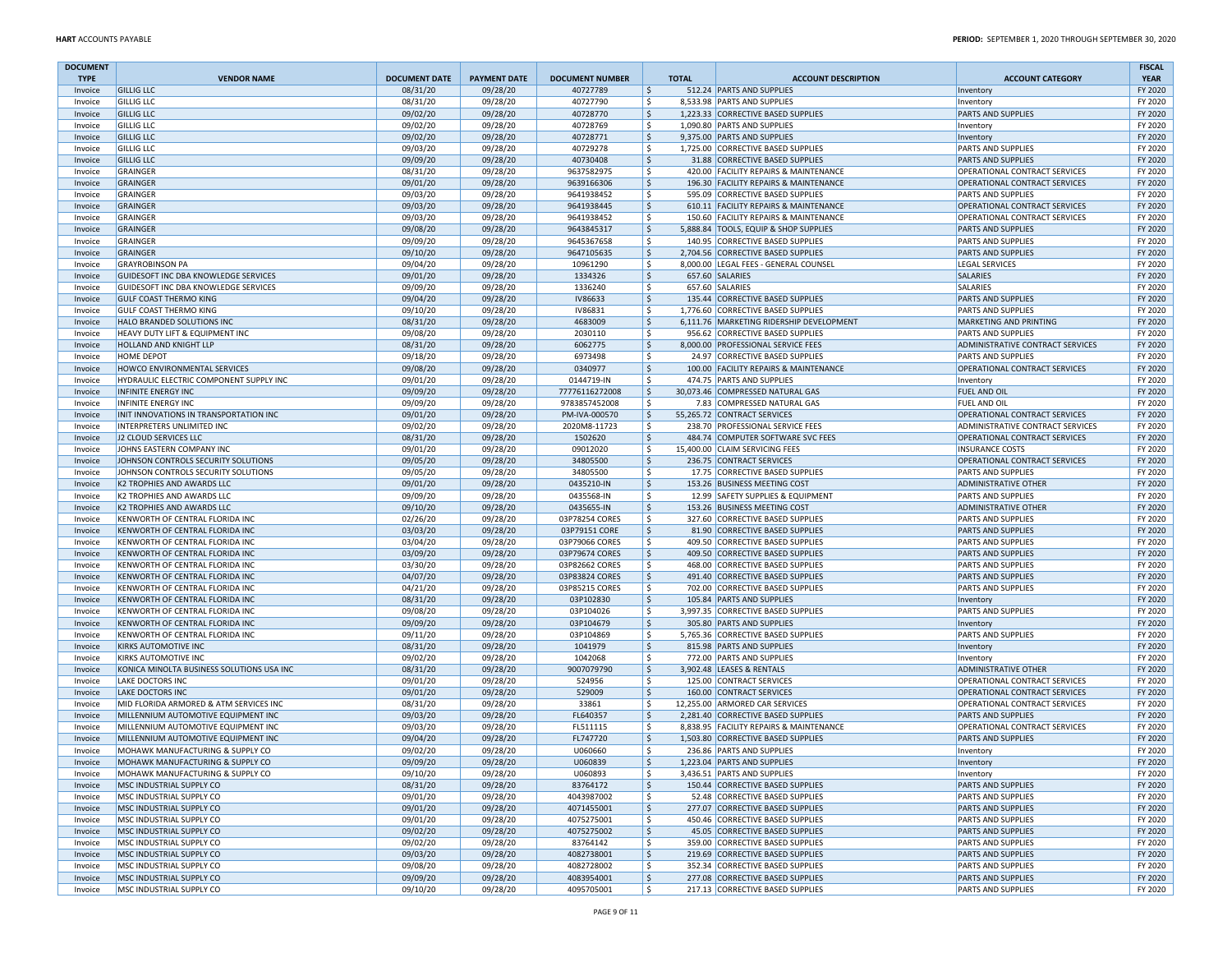| DOCUMENT TYPE | VENDOR NAME | DOCUMENT DATE | PAYMENT DATE | DOCUMENT NUMBER | TOTAL | ACCOUNT DESCRIPTION | ACCOUNT CATEGORY | FISCAL YEAR |
|---|---|---|---|---|---|---|---|---|
| Invoice | GILLIG LLC | 08/31/20 | 09/28/20 | 40727789 | $ 512.24 | PARTS AND SUPPLIES | Inventory | FY 2020 |
| Invoice | GILLIG LLC | 08/31/20 | 09/28/20 | 40727790 | $ 8,533.98 | PARTS AND SUPPLIES | Inventory | FY 2020 |
| Invoice | GILLIG LLC | 09/02/20 | 09/28/20 | 40728770 | $ 1,223.33 | CORRECTIVE BASED SUPPLIES | PARTS AND SUPPLIES | FY 2020 |
| Invoice | GILLIG LLC | 09/02/20 | 09/28/20 | 40728769 | $ 1,090.80 | PARTS AND SUPPLIES | Inventory | FY 2020 |
| Invoice | GILLIG LLC | 09/02/20 | 09/28/20 | 40728771 | $ 9,375.00 | PARTS AND SUPPLIES | Inventory | FY 2020 |
| Invoice | GILLIG LLC | 09/03/20 | 09/28/20 | 40729278 | $ 1,725.00 | CORRECTIVE BASED SUPPLIES | PARTS AND SUPPLIES | FY 2020 |
| Invoice | GILLIG LLC | 09/09/20 | 09/28/20 | 40730408 | $ 31.88 | CORRECTIVE BASED SUPPLIES | PARTS AND SUPPLIES | FY 2020 |
| Invoice | GRAINGER | 08/31/20 | 09/28/20 | 9637582975 | $ 420.00 | FACILITY REPAIRS & MAINTENANCE | OPERATIONAL CONTRACT SERVICES | FY 2020 |
| Invoice | GRAINGER | 09/01/20 | 09/28/20 | 9639166306 | $ 196.30 | FACILITY REPAIRS & MAINTENANCE | OPERATIONAL CONTRACT SERVICES | FY 2020 |
| Invoice | GRAINGER | 09/03/20 | 09/28/20 | 9641938452 | $ 595.09 | CORRECTIVE BASED SUPPLIES | PARTS AND SUPPLIES | FY 2020 |
| Invoice | GRAINGER | 09/03/20 | 09/28/20 | 9641938445 | $ 610.11 | FACILITY REPAIRS & MAINTENANCE | OPERATIONAL CONTRACT SERVICES | FY 2020 |
| Invoice | GRAINGER | 09/03/20 | 09/28/20 | 9641938452 | $ 150.60 | FACILITY REPAIRS & MAINTENANCE | OPERATIONAL CONTRACT SERVICES | FY 2020 |
| Invoice | GRAINGER | 09/08/20 | 09/28/20 | 9643845317 | $ 5,888.84 | TOOLS, EQUIP & SHOP SUPPLIES | PARTS AND SUPPLIES | FY 2020 |
| Invoice | GRAINGER | 09/09/20 | 09/28/20 | 9645367658 | $ 140.95 | CORRECTIVE BASED SUPPLIES | PARTS AND SUPPLIES | FY 2020 |
| Invoice | GRAINGER | 09/10/20 | 09/28/20 | 9647105635 | $ 2,704.56 | CORRECTIVE BASED SUPPLIES | PARTS AND SUPPLIES | FY 2020 |
| Invoice | GRAYROBINSON PA | 09/04/20 | 09/28/20 | 10961290 | $ 8,000.00 | LEGAL FEES - GENERAL COUNSEL | LEGAL SERVICES | FY 2020 |
| Invoice | GUIDESOFT INC DBA KNOWLEDGE SERVICES | 09/01/20 | 09/28/20 | 1334326 | $ 657.60 | SALARIES | SALARIES | FY 2020 |
| Invoice | GUIDESOFT INC DBA KNOWLEDGE SERVICES | 09/09/20 | 09/28/20 | 1336240 | $ 657.60 | SALARIES | SALARIES | FY 2020 |
| Invoice | GULF COAST THERMO KING | 09/04/20 | 09/28/20 | IV86633 | $ 135.44 | CORRECTIVE BASED SUPPLIES | PARTS AND SUPPLIES | FY 2020 |
| Invoice | GULF COAST THERMO KING | 09/10/20 | 09/28/20 | IV86831 | $ 1,776.60 | CORRECTIVE BASED SUPPLIES | PARTS AND SUPPLIES | FY 2020 |
| Invoice | HALO BRANDED SOLUTIONS INC | 08/31/20 | 09/28/20 | 4683009 | $ 6,111.76 | MARKETING RIDERSHIP DEVELOPMENT | MARKETING AND PRINTING | FY 2020 |
| Invoice | HEAVY DUTY LIFT & EQUIPMENT INC | 09/08/20 | 09/28/20 | 2030110 | $ 956.62 | CORRECTIVE BASED SUPPLIES | PARTS AND SUPPLIES | FY 2020 |
| Invoice | HOLLAND AND KNIGHT LLP | 08/31/20 | 09/28/20 | 6062775 | $ 8,000.00 | PROFESSIONAL SERVICE FEES | ADMINISTRATIVE CONTRACT SERVICES | FY 2020 |
| Invoice | HOME DEPOT | 09/18/20 | 09/28/20 | 6973498 | $ 24.97 | CORRECTIVE BASED SUPPLIES | PARTS AND SUPPLIES | FY 2020 |
| Invoice | HOWCO ENVIRONMENTAL SERVICES | 09/08/20 | 09/28/20 | 0340977 | $ 100.00 | FACILITY REPAIRS & MAINTENANCE | OPERATIONAL CONTRACT SERVICES | FY 2020 |
| Invoice | HYDRAULIC ELECTRIC COMPONENT SUPPLY INC | 09/01/20 | 09/28/20 | 0144719-IN | $ 474.75 | PARTS AND SUPPLIES | Inventory | FY 2020 |
| Invoice | INFINITE ENERGY INC | 09/09/20 | 09/28/20 | 77776116272008 | $ 30,073.46 | COMPRESSED NATURAL GAS | FUEL AND OIL | FY 2020 |
| Invoice | INFINITE ENERGY INC | 09/09/20 | 09/28/20 | 9783857452008 | $ 7.83 | COMPRESSED NATURAL GAS | FUEL AND OIL | FY 2020 |
| Invoice | INIT INNOVATIONS IN TRANSPORTATION INC | 09/01/20 | 09/28/20 | PM-IVA-000570 | $ 55,265.72 | CONTRACT SERVICES | OPERATIONAL CONTRACT SERVICES | FY 2020 |
| Invoice | INTERPRETERS UNLIMITED INC | 09/02/20 | 09/28/20 | 2020M8-11723 | $ 238.70 | PROFESSIONAL SERVICE FEES | ADMINISTRATIVE CONTRACT SERVICES | FY 2020 |
| Invoice | J2 CLOUD SERVICES LLC | 08/31/20 | 09/28/20 | 1502620 | $ 484.74 | COMPUTER SOFTWARE SVC FEES | OPERATIONAL CONTRACT SERVICES | FY 2020 |
| Invoice | JOHNS EASTERN COMPANY INC | 09/01/20 | 09/28/20 | 09012020 | $ 15,400.00 | CLAIM SERVICING FEES | INSURANCE COSTS | FY 2020 |
| Invoice | JOHNSON CONTROLS SECURITY SOLUTIONS | 09/05/20 | 09/28/20 | 34805500 | $ 236.75 | CONTRACT SERVICES | OPERATIONAL CONTRACT SERVICES | FY 2020 |
| Invoice | JOHNSON CONTROLS SECURITY SOLUTIONS | 09/05/20 | 09/28/20 | 34805500 | $ 17.75 | CORRECTIVE BASED SUPPLIES | PARTS AND SUPPLIES | FY 2020 |
| Invoice | K2 TROPHIES AND AWARDS LLC | 09/01/20 | 09/28/20 | 0435210-IN | $ 153.26 | BUSINESS MEETING COST | ADMINISTRATIVE OTHER | FY 2020 |
| Invoice | K2 TROPHIES AND AWARDS LLC | 09/09/20 | 09/28/20 | 0435568-IN | $ 12.99 | SAFETY SUPPLIES & EQUIPMENT | PARTS AND SUPPLIES | FY 2020 |
| Invoice | K2 TROPHIES AND AWARDS LLC | 09/10/20 | 09/28/20 | 0435655-IN | $ 153.26 | BUSINESS MEETING COST | ADMINISTRATIVE OTHER | FY 2020 |
| Invoice | KENWORTH OF CENTRAL FLORIDA INC | 02/26/20 | 09/28/20 | 03P78254 CORES | $ 327.60 | CORRECTIVE BASED SUPPLIES | PARTS AND SUPPLIES | FY 2020 |
| Invoice | KENWORTH OF CENTRAL FLORIDA INC | 03/03/20 | 09/28/20 | 03P79151 CORE | $ 81.90 | CORRECTIVE BASED SUPPLIES | PARTS AND SUPPLIES | FY 2020 |
| Invoice | KENWORTH OF CENTRAL FLORIDA INC | 03/04/20 | 09/28/20 | 03P79066 CORES | $ 409.50 | CORRECTIVE BASED SUPPLIES | PARTS AND SUPPLIES | FY 2020 |
| Invoice | KENWORTH OF CENTRAL FLORIDA INC | 03/09/20 | 09/28/20 | 03P79674 CORES | $ 409.50 | CORRECTIVE BASED SUPPLIES | PARTS AND SUPPLIES | FY 2020 |
| Invoice | KENWORTH OF CENTRAL FLORIDA INC | 03/30/20 | 09/28/20 | 03P82662 CORES | $ 468.00 | CORRECTIVE BASED SUPPLIES | PARTS AND SUPPLIES | FY 2020 |
| Invoice | KENWORTH OF CENTRAL FLORIDA INC | 04/07/20 | 09/28/20 | 03P83824 CORES | $ 491.40 | CORRECTIVE BASED SUPPLIES | PARTS AND SUPPLIES | FY 2020 |
| Invoice | KENWORTH OF CENTRAL FLORIDA INC | 04/21/20 | 09/28/20 | 03P85215 CORES | $ 702.00 | CORRECTIVE BASED SUPPLIES | PARTS AND SUPPLIES | FY 2020 |
| Invoice | KENWORTH OF CENTRAL FLORIDA INC | 08/31/20 | 09/28/20 | 03P102830 | $ 105.84 | PARTS AND SUPPLIES | Inventory | FY 2020 |
| Invoice | KENWORTH OF CENTRAL FLORIDA INC | 09/08/20 | 09/28/20 | 03P104026 | $ 3,997.35 | CORRECTIVE BASED SUPPLIES | PARTS AND SUPPLIES | FY 2020 |
| Invoice | KENWORTH OF CENTRAL FLORIDA INC | 09/09/20 | 09/28/20 | 03P104679 | $ 305.80 | PARTS AND SUPPLIES | Inventory | FY 2020 |
| Invoice | KENWORTH OF CENTRAL FLORIDA INC | 09/11/20 | 09/28/20 | 03P104869 | $ 5,765.36 | CORRECTIVE BASED SUPPLIES | PARTS AND SUPPLIES | FY 2020 |
| Invoice | KIRKS AUTOMOTIVE INC | 08/31/20 | 09/28/20 | 1041979 | $ 815.98 | PARTS AND SUPPLIES | Inventory | FY 2020 |
| Invoice | KIRKS AUTOMOTIVE INC | 09/02/20 | 09/28/20 | 1042068 | $ 772.00 | PARTS AND SUPPLIES | Inventory | FY 2020 |
| Invoice | KONICA MINOLTA BUSINESS SOLUTIONS USA INC | 08/31/20 | 09/28/20 | 9007079790 | $ 3,902.48 | LEASES & RENTALS | ADMINISTRATIVE OTHER | FY 2020 |
| Invoice | LAKE DOCTORS INC | 09/01/20 | 09/28/20 | 524956 | $ 125.00 | CONTRACT SERVICES | OPERATIONAL CONTRACT SERVICES | FY 2020 |
| Invoice | LAKE DOCTORS INC | 09/01/20 | 09/28/20 | 529009 | $ 160.00 | CONTRACT SERVICES | OPERATIONAL CONTRACT SERVICES | FY 2020 |
| Invoice | MID FLORIDA ARMORED & ATM SERVICES INC | 08/31/20 | 09/28/20 | 33861 | $ 12,255.00 | ARMORED CAR SERVICES | OPERATIONAL CONTRACT SERVICES | FY 2020 |
| Invoice | MILLENNIUM AUTOMOTIVE EQUIPMENT INC | 09/03/20 | 09/28/20 | FL640357 | $ 2,281.40 | CORRECTIVE BASED SUPPLIES | PARTS AND SUPPLIES | FY 2020 |
| Invoice | MILLENNIUM AUTOMOTIVE EQUIPMENT INC | 09/03/20 | 09/28/20 | FL511115 | $ 8,838.95 | FACILITY REPAIRS & MAINTENANCE | OPERATIONAL CONTRACT SERVICES | FY 2020 |
| Invoice | MILLENNIUM AUTOMOTIVE EQUIPMENT INC | 09/04/20 | 09/28/20 | FL747720 | $ 1,503.80 | CORRECTIVE BASED SUPPLIES | PARTS AND SUPPLIES | FY 2020 |
| Invoice | MOHAWK MANUFACTURING & SUPPLY CO | 09/02/20 | 09/28/20 | U060660 | $ 236.86 | PARTS AND SUPPLIES | Inventory | FY 2020 |
| Invoice | MOHAWK MANUFACTURING & SUPPLY CO | 09/09/20 | 09/28/20 | U060839 | $ 1,223.04 | PARTS AND SUPPLIES | Inventory | FY 2020 |
| Invoice | MOHAWK MANUFACTURING & SUPPLY CO | 09/10/20 | 09/28/20 | U060893 | $ 3,436.51 | PARTS AND SUPPLIES | Inventory | FY 2020 |
| Invoice | MSC INDUSTRIAL SUPPLY CO | 08/31/20 | 09/28/20 | 83764172 | $ 150.44 | CORRECTIVE BASED SUPPLIES | PARTS AND SUPPLIES | FY 2020 |
| Invoice | MSC INDUSTRIAL SUPPLY CO | 09/01/20 | 09/28/20 | 4043987002 | $ 52.48 | CORRECTIVE BASED SUPPLIES | PARTS AND SUPPLIES | FY 2020 |
| Invoice | MSC INDUSTRIAL SUPPLY CO | 09/01/20 | 09/28/20 | 4071455001 | $ 277.07 | CORRECTIVE BASED SUPPLIES | PARTS AND SUPPLIES | FY 2020 |
| Invoice | MSC INDUSTRIAL SUPPLY CO | 09/01/20 | 09/28/20 | 4075275001 | $ 450.46 | CORRECTIVE BASED SUPPLIES | PARTS AND SUPPLIES | FY 2020 |
| Invoice | MSC INDUSTRIAL SUPPLY CO | 09/02/20 | 09/28/20 | 4075275002 | $ 45.05 | CORRECTIVE BASED SUPPLIES | PARTS AND SUPPLIES | FY 2020 |
| Invoice | MSC INDUSTRIAL SUPPLY CO | 09/02/20 | 09/28/20 | 83764142 | $ 359.00 | CORRECTIVE BASED SUPPLIES | PARTS AND SUPPLIES | FY 2020 |
| Invoice | MSC INDUSTRIAL SUPPLY CO | 09/03/20 | 09/28/20 | 4082738001 | $ 219.69 | CORRECTIVE BASED SUPPLIES | PARTS AND SUPPLIES | FY 2020 |
| Invoice | MSC INDUSTRIAL SUPPLY CO | 09/08/20 | 09/28/20 | 4082728002 | $ 352.34 | CORRECTIVE BASED SUPPLIES | PARTS AND SUPPLIES | FY 2020 |
| Invoice | MSC INDUSTRIAL SUPPLY CO | 09/09/20 | 09/28/20 | 4083954001 | $ 277.08 | CORRECTIVE BASED SUPPLIES | PARTS AND SUPPLIES | FY 2020 |
| Invoice | MSC INDUSTRIAL SUPPLY CO | 09/10/20 | 09/28/20 | 4095705001 | $ 217.13 | CORRECTIVE BASED SUPPLIES | PARTS AND SUPPLIES | FY 2020 |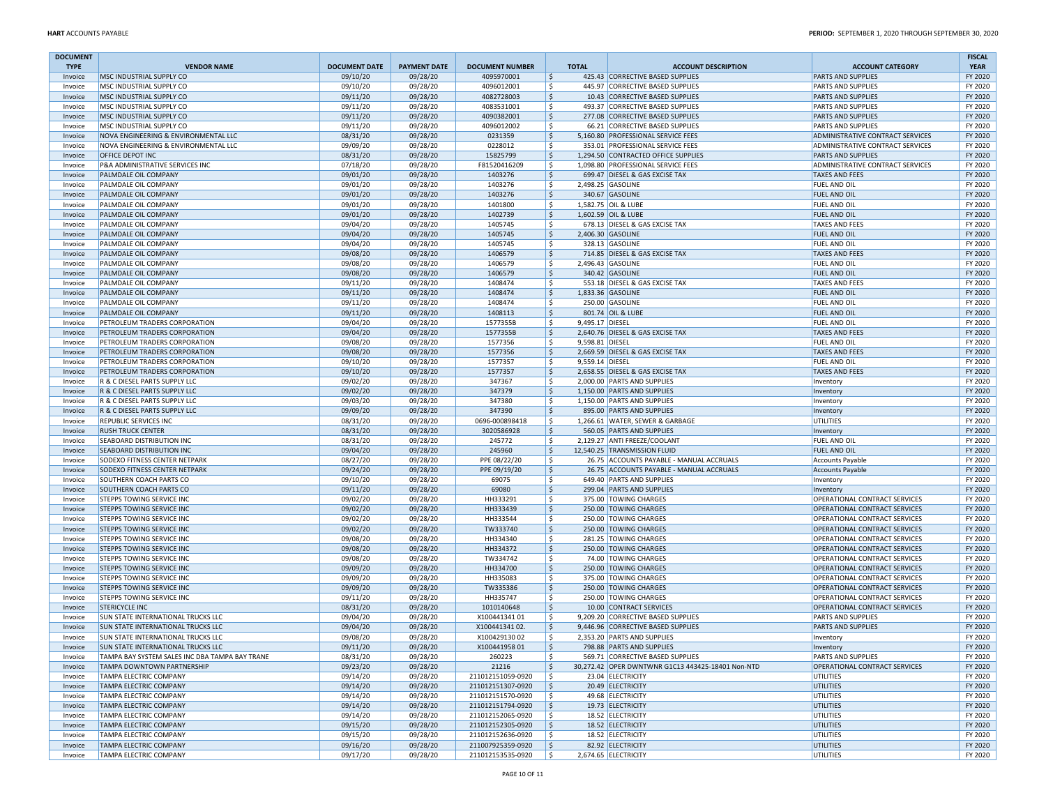| DOCUMENT TYPE | VENDOR NAME | DOCUMENT DATE | PAYMENT DATE | DOCUMENT NUMBER | TOTAL | ACCOUNT DESCRIPTION | ACCOUNT CATEGORY | FISCAL YEAR |
|---|---|---|---|---|---|---|---|---|
| Invoice | MSC INDUSTRIAL SUPPLY CO | 09/10/20 | 09/28/20 | 4095970001 | $ 425.43 | CORRECTIVE BASED SUPPLIES | PARTS AND SUPPLIES | FY 2020 |
| Invoice | MSC INDUSTRIAL SUPPLY CO | 09/10/20 | 09/28/20 | 4096012001 | $ 445.97 | CORRECTIVE BASED SUPPLIES | PARTS AND SUPPLIES | FY 2020 |
| Invoice | MSC INDUSTRIAL SUPPLY CO | 09/11/20 | 09/28/20 | 4082728003 | $ 10.43 | CORRECTIVE BASED SUPPLIES | PARTS AND SUPPLIES | FY 2020 |
| Invoice | MSC INDUSTRIAL SUPPLY CO | 09/11/20 | 09/28/20 | 4083531001 | $ 493.37 | CORRECTIVE BASED SUPPLIES | PARTS AND SUPPLIES | FY 2020 |
| Invoice | MSC INDUSTRIAL SUPPLY CO | 09/11/20 | 09/28/20 | 4090382001 | $ 277.08 | CORRECTIVE BASED SUPPLIES | PARTS AND SUPPLIES | FY 2020 |
| Invoice | MSC INDUSTRIAL SUPPLY CO | 09/11/20 | 09/28/20 | 4096012002 | $ 66.21 | CORRECTIVE BASED SUPPLIES | PARTS AND SUPPLIES | FY 2020 |
| Invoice | NOVA ENGINEERING & ENVIRONMENTAL LLC | 08/31/20 | 09/28/20 | 0231359 | $ 5,160.80 | PROFESSIONAL SERVICE FEES | ADMINISTRATIVE CONTRACT SERVICES | FY 2020 |
| Invoice | NOVA ENGINEERING & ENVIRONMENTAL LLC | 09/09/20 | 09/28/20 | 0228012 | $ 353.01 | PROFESSIONAL SERVICE FEES | ADMINISTRATIVE CONTRACT SERVICES | FY 2020 |
| Invoice | OFFICE DEPOT INC | 08/31/20 | 09/28/20 | 15825799 | $ 1,294.50 | CONTRACTED OFFICE SUPPLIES | PARTS AND SUPPLIES | FY 2020 |
| Invoice | P&A ADMINISTRATIVE SERVICES INC | 07/18/20 | 09/28/20 | F81520416209 | $ 1,098.80 | PROFESSIONAL SERVICE FEES | ADMINISTRATIVE CONTRACT SERVICES | FY 2020 |
| Invoice | PALMDALE OIL COMPANY | 09/01/20 | 09/28/20 | 1403276 | $ 699.47 | DIESEL & GAS EXCISE TAX | TAXES AND FEES | FY 2020 |
| Invoice | PALMDALE OIL COMPANY | 09/01/20 | 09/28/20 | 1403276 | $ 2,498.25 | GASOLINE | FUEL AND OIL | FY 2020 |
| Invoice | PALMDALE OIL COMPANY | 09/01/20 | 09/28/20 | 1403276 | $ 340.67 | GASOLINE | FUEL AND OIL | FY 2020 |
| Invoice | PALMDALE OIL COMPANY | 09/01/20 | 09/28/20 | 1401800 | $ 1,582.75 | OIL & LUBE | FUEL AND OIL | FY 2020 |
| Invoice | PALMDALE OIL COMPANY | 09/01/20 | 09/28/20 | 1402739 | $ 1,602.59 | OIL & LUBE | FUEL AND OIL | FY 2020 |
| Invoice | PALMDALE OIL COMPANY | 09/04/20 | 09/28/20 | 1405745 | $ 678.13 | DIESEL & GAS EXCISE TAX | TAXES AND FEES | FY 2020 |
| Invoice | PALMDALE OIL COMPANY | 09/04/20 | 09/28/20 | 1405745 | $ 2,406.30 | GASOLINE | FUEL AND OIL | FY 2020 |
| Invoice | PALMDALE OIL COMPANY | 09/04/20 | 09/28/20 | 1405745 | $ 328.13 | GASOLINE | FUEL AND OIL | FY 2020 |
| Invoice | PALMDALE OIL COMPANY | 09/08/20 | 09/28/20 | 1406579 | $ 714.85 | DIESEL & GAS EXCISE TAX | TAXES AND FEES | FY 2020 |
| Invoice | PALMDALE OIL COMPANY | 09/08/20 | 09/28/20 | 1406579 | $ 2,496.43 | GASOLINE | FUEL AND OIL | FY 2020 |
| Invoice | PALMDALE OIL COMPANY | 09/08/20 | 09/28/20 | 1406579 | $ 340.42 | GASOLINE | FUEL AND OIL | FY 2020 |
| Invoice | PALMDALE OIL COMPANY | 09/11/20 | 09/28/20 | 1408474 | $ 553.18 | DIESEL & GAS EXCISE TAX | TAXES AND FEES | FY 2020 |
| Invoice | PALMDALE OIL COMPANY | 09/11/20 | 09/28/20 | 1408474 | $ 1,833.36 | GASOLINE | FUEL AND OIL | FY 2020 |
| Invoice | PALMDALE OIL COMPANY | 09/11/20 | 09/28/20 | 1408474 | $ 250.00 | GASOLINE | FUEL AND OIL | FY 2020 |
| Invoice | PALMDALE OIL COMPANY | 09/11/20 | 09/28/20 | 1408113 | $ 801.74 | OIL & LUBE | FUEL AND OIL | FY 2020 |
| Invoice | PETROLEUM TRADERS CORPORATION | 09/04/20 | 09/28/20 | 1577355B | $ 9,495.17 | DIESEL | FUEL AND OIL | FY 2020 |
| Invoice | PETROLEUM TRADERS CORPORATION | 09/04/20 | 09/28/20 | 1577355B | $ 2,640.76 | DIESEL & GAS EXCISE TAX | TAXES AND FEES | FY 2020 |
| Invoice | PETROLEUM TRADERS CORPORATION | 09/08/20 | 09/28/20 | 1577356 | $ 9,598.81 | DIESEL | FUEL AND OIL | FY 2020 |
| Invoice | PETROLEUM TRADERS CORPORATION | 09/08/20 | 09/28/20 | 1577356 | $ 2,669.59 | DIESEL & GAS EXCISE TAX | TAXES AND FEES | FY 2020 |
| Invoice | PETROLEUM TRADERS CORPORATION | 09/10/20 | 09/28/20 | 1577357 | $ 9,559.14 | DIESEL | FUEL AND OIL | FY 2020 |
| Invoice | PETROLEUM TRADERS CORPORATION | 09/10/20 | 09/28/20 | 1577357 | $ 2,658.55 | DIESEL & GAS EXCISE TAX | TAXES AND FEES | FY 2020 |
| Invoice | R & C DIESEL PARTS SUPPLY LLC | 09/02/20 | 09/28/20 | 347367 | $ 2,000.00 | PARTS AND SUPPLIES | Inventory | FY 2020 |
| Invoice | R & C DIESEL PARTS SUPPLY LLC | 09/02/20 | 09/28/20 | 347379 | $ 1,150.00 | PARTS AND SUPPLIES | Inventory | FY 2020 |
| Invoice | R & C DIESEL PARTS SUPPLY LLC | 09/03/20 | 09/28/20 | 347380 | $ 1,150.00 | PARTS AND SUPPLIES | Inventory | FY 2020 |
| Invoice | R & C DIESEL PARTS SUPPLY LLC | 09/09/20 | 09/28/20 | 347390 | $ 895.00 | PARTS AND SUPPLIES | Inventory | FY 2020 |
| Invoice | REPUBLIC SERVICES INC | 08/31/20 | 09/28/20 | 0696-000898418 | $ 1,266.61 | WATER, SEWER & GARBAGE | UTILITIES | FY 2020 |
| Invoice | RUSH TRUCK CENTER | 08/31/20 | 09/28/20 | 3020586928 | $ 560.05 | PARTS AND SUPPLIES | Inventory | FY 2020 |
| Invoice | SEABOARD DISTRIBUTION INC | 08/31/20 | 09/28/20 | 245772 | $ 2,129.27 | ANTI FREEZE/COOLANT | FUEL AND OIL | FY 2020 |
| Invoice | SEABOARD DISTRIBUTION INC | 09/04/20 | 09/28/20 | 245960 | $ 12,540.25 | TRANSMISSION FLUID | FUEL AND OIL | FY 2020 |
| Invoice | SODEXO FITNESS CENTER NETPARK | 08/27/20 | 09/28/20 | PPE 08/22/20 | $ 26.75 | ACCOUNTS PAYABLE - MANUAL ACCRUALS | Accounts Payable | FY 2020 |
| Invoice | SODEXO FITNESS CENTER NETPARK | 09/24/20 | 09/28/20 | PPE 09/19/20 | $ 26.75 | ACCOUNTS PAYABLE - MANUAL ACCRUALS | Accounts Payable | FY 2020 |
| Invoice | SOUTHERN COACH PARTS CO | 09/10/20 | 09/28/20 | 69075 | $ 649.40 | PARTS AND SUPPLIES | Inventory | FY 2020 |
| Invoice | SOUTHERN COACH PARTS CO | 09/11/20 | 09/28/20 | 69080 | $ 299.04 | PARTS AND SUPPLIES | Inventory | FY 2020 |
| Invoice | STEPPS TOWING SERVICE INC | 09/02/20 | 09/28/20 | HH333291 | $ 375.00 | TOWING CHARGES | OPERATIONAL CONTRACT SERVICES | FY 2020 |
| Invoice | STEPPS TOWING SERVICE INC | 09/02/20 | 09/28/20 | HH333439 | $ 250.00 | TOWING CHARGES | OPERATIONAL CONTRACT SERVICES | FY 2020 |
| Invoice | STEPPS TOWING SERVICE INC | 09/02/20 | 09/28/20 | HH333544 | $ 250.00 | TOWING CHARGES | OPERATIONAL CONTRACT SERVICES | FY 2020 |
| Invoice | STEPPS TOWING SERVICE INC | 09/02/20 | 09/28/20 | TW333740 | $ 250.00 | TOWING CHARGES | OPERATIONAL CONTRACT SERVICES | FY 2020 |
| Invoice | STEPPS TOWING SERVICE INC | 09/08/20 | 09/28/20 | HH334340 | $ 281.25 | TOWING CHARGES | OPERATIONAL CONTRACT SERVICES | FY 2020 |
| Invoice | STEPPS TOWING SERVICE INC | 09/08/20 | 09/28/20 | HH334372 | $ 250.00 | TOWING CHARGES | OPERATIONAL CONTRACT SERVICES | FY 2020 |
| Invoice | STEPPS TOWING SERVICE INC | 09/08/20 | 09/28/20 | TW334742 | $ 74.00 | TOWING CHARGES | OPERATIONAL CONTRACT SERVICES | FY 2020 |
| Invoice | STEPPS TOWING SERVICE INC | 09/09/20 | 09/28/20 | HH334700 | $ 250.00 | TOWING CHARGES | OPERATIONAL CONTRACT SERVICES | FY 2020 |
| Invoice | STEPPS TOWING SERVICE INC | 09/09/20 | 09/28/20 | HH335083 | $ 375.00 | TOWING CHARGES | OPERATIONAL CONTRACT SERVICES | FY 2020 |
| Invoice | STEPPS TOWING SERVICE INC | 09/09/20 | 09/28/20 | TW335386 | $ 250.00 | TOWING CHARGES | OPERATIONAL CONTRACT SERVICES | FY 2020 |
| Invoice | STEPPS TOWING SERVICE INC | 09/11/20 | 09/28/20 | HH335747 | $ 250.00 | TOWING CHARGES | OPERATIONAL CONTRACT SERVICES | FY 2020 |
| Invoice | STERICYCLE INC | 08/31/20 | 09/28/20 | 1010140648 | $ 10.00 | CONTRACT SERVICES | OPERATIONAL CONTRACT SERVICES | FY 2020 |
| Invoice | SUN STATE INTERNATIONAL TRUCKS LLC | 09/04/20 | 09/28/20 | X100441341 01 | $ 9,209.20 | CORRECTIVE BASED SUPPLIES | PARTS AND SUPPLIES | FY 2020 |
| Invoice | SUN STATE INTERNATIONAL TRUCKS LLC | 09/04/20 | 09/28/20 | X100441341 02. | $ 9,446.96 | CORRECTIVE BASED SUPPLIES | PARTS AND SUPPLIES | FY 2020 |
| Invoice | SUN STATE INTERNATIONAL TRUCKS LLC | 09/08/20 | 09/28/20 | X100429130 02 | $ 2,353.20 | PARTS AND SUPPLIES | Inventory | FY 2020 |
| Invoice | SUN STATE INTERNATIONAL TRUCKS LLC | 09/11/20 | 09/28/20 | X100441958 01 | $ 798.88 | PARTS AND SUPPLIES | Inventory | FY 2020 |
| Invoice | TAMPA BAY SYSTEM SALES INC DBA TAMPA BAY TRANE | 08/31/20 | 09/28/20 | 260223 | $ 569.71 | CORRECTIVE BASED SUPPLIES | PARTS AND SUPPLIES | FY 2020 |
| Invoice | TAMPA DOWNTOWN PARTNERSHIP | 09/23/20 | 09/28/20 | 21216 | $ 30,272.42 | OPER DWNTWNR G1C13 443425-18401 Non-NTD | OPERATIONAL CONTRACT SERVICES | FY 2020 |
| Invoice | TAMPA ELECTRIC COMPANY | 09/14/20 | 09/28/20 | 211012151059-0920 | $ 23.04 | ELECTRICITY | UTILITIES | FY 2020 |
| Invoice | TAMPA ELECTRIC COMPANY | 09/14/20 | 09/28/20 | 211012151307-0920 | $ 20.49 | ELECTRICITY | UTILITIES | FY 2020 |
| Invoice | TAMPA ELECTRIC COMPANY | 09/14/20 | 09/28/20 | 211012151570-0920 | $ 49.68 | ELECTRICITY | UTILITIES | FY 2020 |
| Invoice | TAMPA ELECTRIC COMPANY | 09/14/20 | 09/28/20 | 211012151794-0920 | $ 19.73 | ELECTRICITY | UTILITIES | FY 2020 |
| Invoice | TAMPA ELECTRIC COMPANY | 09/14/20 | 09/28/20 | 211012152065-0920 | $ 18.52 | ELECTRICITY | UTILITIES | FY 2020 |
| Invoice | TAMPA ELECTRIC COMPANY | 09/15/20 | 09/28/20 | 211012152305-0920 | $ 18.52 | ELECTRICITY | UTILITIES | FY 2020 |
| Invoice | TAMPA ELECTRIC COMPANY | 09/15/20 | 09/28/20 | 211012152636-0920 | $ 18.52 | ELECTRICITY | UTILITIES | FY 2020 |
| Invoice | TAMPA ELECTRIC COMPANY | 09/16/20 | 09/28/20 | 211007925359-0920 | $ 82.92 | ELECTRICITY | UTILITIES | FY 2020 |
| Invoice | TAMPA ELECTRIC COMPANY | 09/17/20 | 09/28/20 | 211012153535-0920 | $ 2,674.65 | ELECTRICITY | UTILITIES | FY 2020 |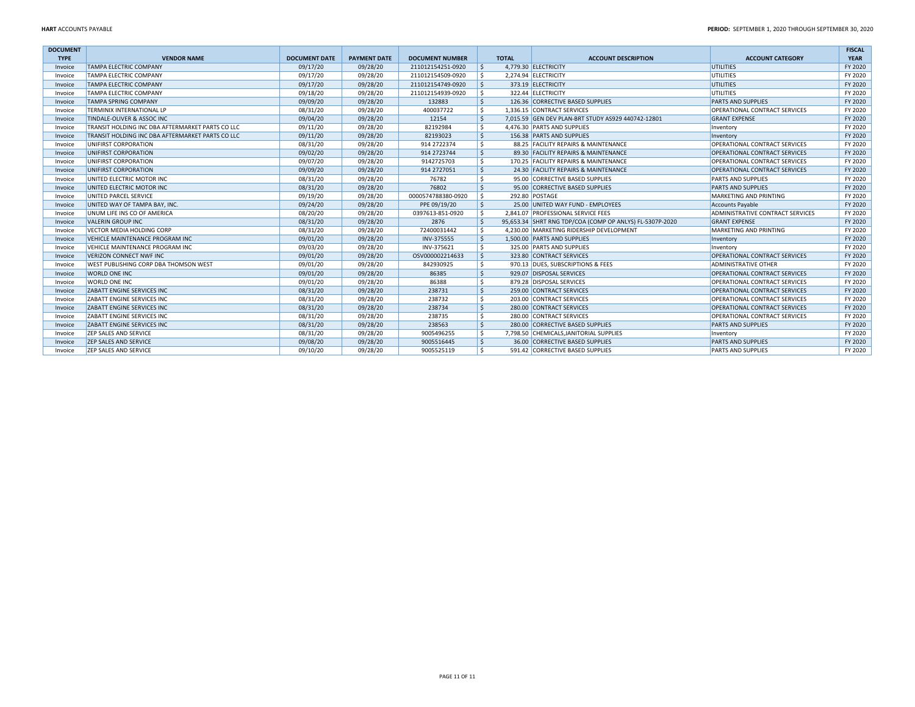| DOCUMENT TYPE | VENDOR NAME | DOCUMENT DATE | PAYMENT DATE | DOCUMENT NUMBER | TOTAL | ACCOUNT DESCRIPTION | ACCOUNT CATEGORY | FISCAL YEAR |
|---|---|---|---|---|---|---|---|---|
| Invoice | TAMPA ELECTRIC COMPANY | 09/17/20 | 09/28/20 | 211012154251-0920 | $ 4,779.30 | ELECTRICITY | UTILITIES | FY 2020 |
| Invoice | TAMPA ELECTRIC COMPANY | 09/17/20 | 09/28/20 | 211012154509-0920 | $ 2,274.94 | ELECTRICITY | UTILITIES | FY 2020 |
| Invoice | TAMPA ELECTRIC COMPANY | 09/17/20 | 09/28/20 | 211012154749-0920 | $ 373.19 | ELECTRICITY | UTILITIES | FY 2020 |
| Invoice | TAMPA ELECTRIC COMPANY | 09/18/20 | 09/28/20 | 211012154939-0920 | $ 322.44 | ELECTRICITY | UTILITIES | FY 2020 |
| Invoice | TAMPA SPRING COMPANY | 09/09/20 | 09/28/20 | 132883 | $ 126.36 | CORRECTIVE BASED SUPPLIES | PARTS AND SUPPLIES | FY 2020 |
| Invoice | TERMINIX INTERNATIONAL LP | 08/31/20 | 09/28/20 | 400037722 | $ 1,336.15 | CONTRACT SERVICES | OPERATIONAL CONTRACT SERVICES | FY 2020 |
| Invoice | TINDALE-OLIVER & ASSOC INC | 09/04/20 | 09/28/20 | 12154 | $ 7,015.59 | GEN DEV PLAN-BRT STUDY AS929 440742-12801 | GRANT EXPENSE | FY 2020 |
| Invoice | TRANSIT HOLDING INC DBA AFTERMARKET PARTS CO LLC | 09/11/20 | 09/28/20 | 82192984 | $ 4,476.30 | PARTS AND SUPPLIES | Inventory | FY 2020 |
| Invoice | TRANSIT HOLDING INC DBA AFTERMARKET PARTS CO LLC | 09/11/20 | 09/28/20 | 82193023 | $ 156.38 | PARTS AND SUPPLIES | Inventory | FY 2020 |
| Invoice | UNIFIRST CORPORATION | 08/31/20 | 09/28/20 | 914 2722374 | $ 88.25 | FACILITY REPAIRS & MAINTENANCE | OPERATIONAL CONTRACT SERVICES | FY 2020 |
| Invoice | UNIFIRST CORPORATION | 09/02/20 | 09/28/20 | 914 2723744 | $ 89.30 | FACILITY REPAIRS & MAINTENANCE | OPERATIONAL CONTRACT SERVICES | FY 2020 |
| Invoice | UNIFIRST CORPORATION | 09/07/20 | 09/28/20 | 9142725703 | $ 170.25 | FACILITY REPAIRS & MAINTENANCE | OPERATIONAL CONTRACT SERVICES | FY 2020 |
| Invoice | UNIFIRST CORPORATION | 09/09/20 | 09/28/20 | 914 2727051 | $ 24.30 | FACILITY REPAIRS & MAINTENANCE | OPERATIONAL CONTRACT SERVICES | FY 2020 |
| Invoice | UNITED ELECTRIC MOTOR INC | 08/31/20 | 09/28/20 | 76782 | $ 95.00 | CORRECTIVE BASED SUPPLIES | PARTS AND SUPPLIES | FY 2020 |
| Invoice | UNITED ELECTRIC MOTOR INC | 08/31/20 | 09/28/20 | 76802 | $ 95.00 | CORRECTIVE BASED SUPPLIES | PARTS AND SUPPLIES | FY 2020 |
| Invoice | UNITED PARCEL SERVICE | 09/19/20 | 09/28/20 | 0000574788380-0920 | $ 292.80 | POSTAGE | MARKETING AND PRINTING | FY 2020 |
| Invoice | UNITED WAY OF TAMPA BAY, INC. | 09/24/20 | 09/28/20 | PPE 09/19/20 | $ 25.00 | UNITED WAY FUND - EMPLOYEES | Accounts Payable | FY 2020 |
| Invoice | UNUM LIFE INS CO OF AMERICA | 08/20/20 | 09/28/20 | 0397613-851-0920 | $ 2,841.07 | PROFESSIONAL SERVICE FEES | ADMINISTRATIVE CONTRACT SERVICES | FY 2020 |
| Invoice | VALERIN GROUP INC | 08/31/20 | 09/28/20 | 2876 | $ 95,653.34 | SHRT RNG TDP/COA (COMP OP ANLYS) FL-5307P-2020 | GRANT EXPENSE | FY 2020 |
| Invoice | VECTOR MEDIA HOLDING CORP | 08/31/20 | 09/28/20 | 72400031442 | $ 4,230.00 | MARKETING RIDERSHIP DEVELOPMENT | MARKETING AND PRINTING | FY 2020 |
| Invoice | VEHICLE MAINTENANCE PROGRAM INC | 09/01/20 | 09/28/20 | INV-375555 | $ 1,500.00 | PARTS AND SUPPLIES | Inventory | FY 2020 |
| Invoice | VEHICLE MAINTENANCE PROGRAM INC | 09/03/20 | 09/28/20 | INV-375621 | $ 325.00 | PARTS AND SUPPLIES | Inventory | FY 2020 |
| Invoice | VERIZON CONNECT NWF INC | 09/01/20 | 09/28/20 | OSV000002214633 | $ 323.80 | CONTRACT SERVICES | OPERATIONAL CONTRACT SERVICES | FY 2020 |
| Invoice | WEST PUBLISHING CORP DBA THOMSON WEST | 09/01/20 | 09/28/20 | 842930925 | $ 970.13 | DUES, SUBSCRIPTIONS & FEES | ADMINISTRATIVE OTHER | FY 2020 |
| Invoice | WORLD ONE INC | 09/01/20 | 09/28/20 | 86385 | $ 929.07 | DISPOSAL SERVICES | OPERATIONAL CONTRACT SERVICES | FY 2020 |
| Invoice | WORLD ONE INC | 09/01/20 | 09/28/20 | 86388 | $ 879.28 | DISPOSAL SERVICES | OPERATIONAL CONTRACT SERVICES | FY 2020 |
| Invoice | ZABATT ENGINE SERVICES INC | 08/31/20 | 09/28/20 | 238731 | $ 259.00 | CONTRACT SERVICES | OPERATIONAL CONTRACT SERVICES | FY 2020 |
| Invoice | ZABATT ENGINE SERVICES INC | 08/31/20 | 09/28/20 | 238732 | $ 203.00 | CONTRACT SERVICES | OPERATIONAL CONTRACT SERVICES | FY 2020 |
| Invoice | ZABATT ENGINE SERVICES INC | 08/31/20 | 09/28/20 | 238734 | $ 280.00 | CONTRACT SERVICES | OPERATIONAL CONTRACT SERVICES | FY 2020 |
| Invoice | ZABATT ENGINE SERVICES INC | 08/31/20 | 09/28/20 | 238735 | $ 280.00 | CONTRACT SERVICES | OPERATIONAL CONTRACT SERVICES | FY 2020 |
| Invoice | ZABATT ENGINE SERVICES INC | 08/31/20 | 09/28/20 | 238563 | $ 280.00 | CORRECTIVE BASED SUPPLIES | PARTS AND SUPPLIES | FY 2020 |
| Invoice | ZEP SALES AND SERVICE | 08/31/20 | 09/28/20 | 9005496255 | $ 7,798.50 | CHEMICALS,JANITORIAL SUPPLIES | Inventory | FY 2020 |
| Invoice | ZEP SALES AND SERVICE | 09/08/20 | 09/28/20 | 9005516445 | $ 36.00 | CORRECTIVE BASED SUPPLIES | PARTS AND SUPPLIES | FY 2020 |
| Invoice | ZEP SALES AND SERVICE | 09/10/20 | 09/28/20 | 9005525119 | $ 591.42 | CORRECTIVE BASED SUPPLIES | PARTS AND SUPPLIES | FY 2020 |